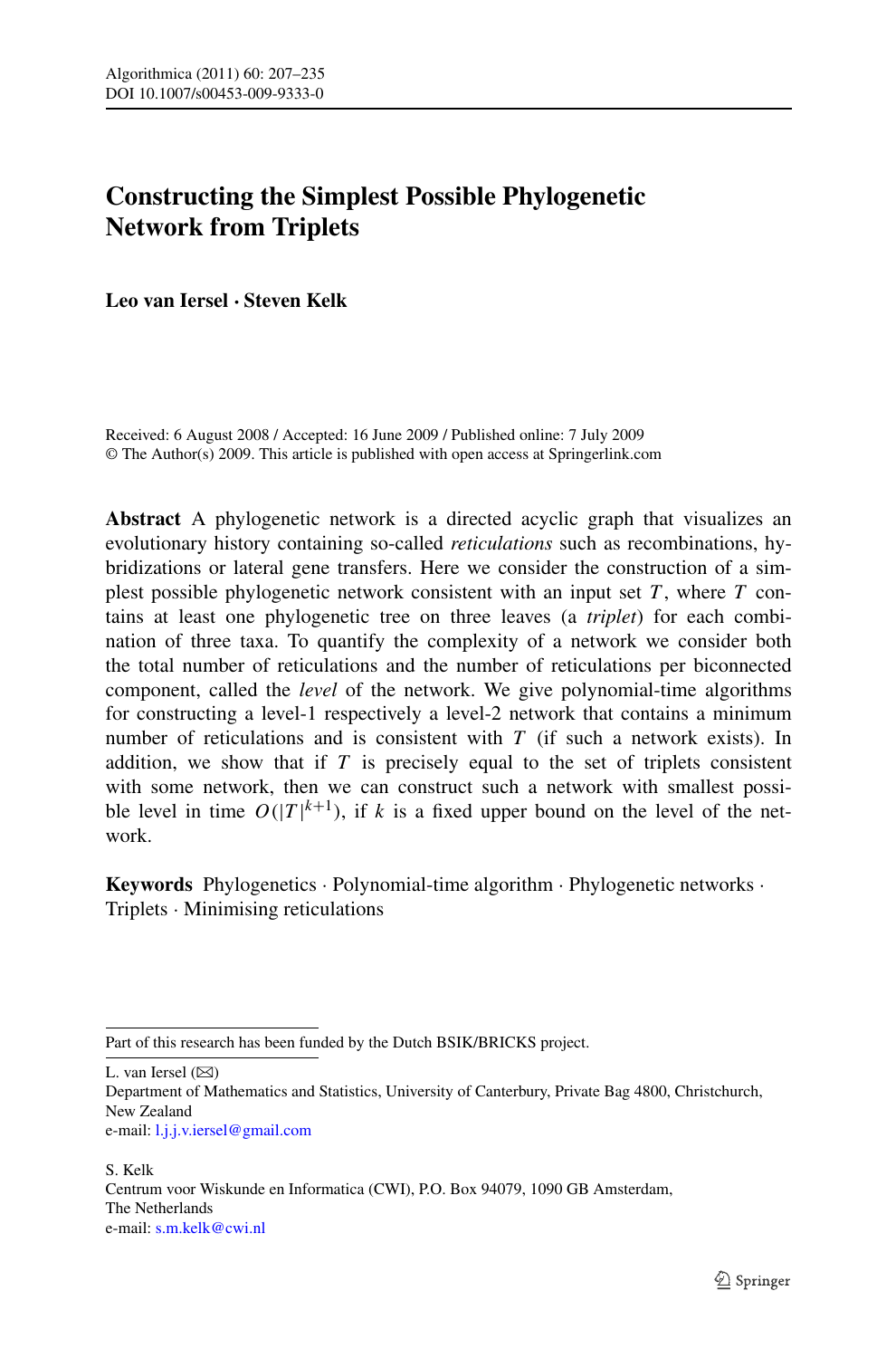# Constructing the Simplest Possible Phylogenetic Network from Triplets

**Leo van Iersel · Steven Kelk**

Received: 6 August 2008 / Accepted: 16 June 2009 / Published online: 7 July 2009
© The Author(s) 2009. This article is published with open access at Springerlink.com

**Abstract** A phylogenetic network is a directed acyclic graph that visualizes an evolutionary history containing so-called *reticulations* such as recombinations, hybridizations or lateral gene transfers. Here we consider the construction of a simplest possible phylogenetic network consistent with an input set $T$, where $T$ contains at least one phylogenetic tree on three leaves (a *triplet*) for each combination of three taxa. To quantify the complexity of a network we consider both the total number of reticulations and the number of reticulations per biconnected component, called the *level* of the network. We give polynomial-time algorithms for constructing a level-1 respectively a level-2 network that contains a minimum number of reticulations and is consistent with $T$ (if such a network exists). In addition, we show that if $T$ is precisely equal to the set of triplets consistent with some network, then we can construct such a network with smallest possible level in time $O(|T|^{k+1})$, if $k$ is a fixed upper bound on the level of the network.

**Keywords** Phylogenetics · Polynomial-time algorithm · Phylogenetic networks · Triplets · Minimising reticulations

---

Part of this research has been funded by the Dutch BSIK/BRICKS project.

L. van Iersel (✉)
Department of Mathematics and Statistics, University of Canterbury, Private Bag 4800, Christchurch, New Zealand
e-mail: l.j.j.v.iersel@gmail.com

S. Kelk
Centrum voor Wiskunde en Informatica (CWI), P.O. Box 94079, 1090 GB Amsterdam, The Netherlands
e-mail: s.m.kelk@cwi.nl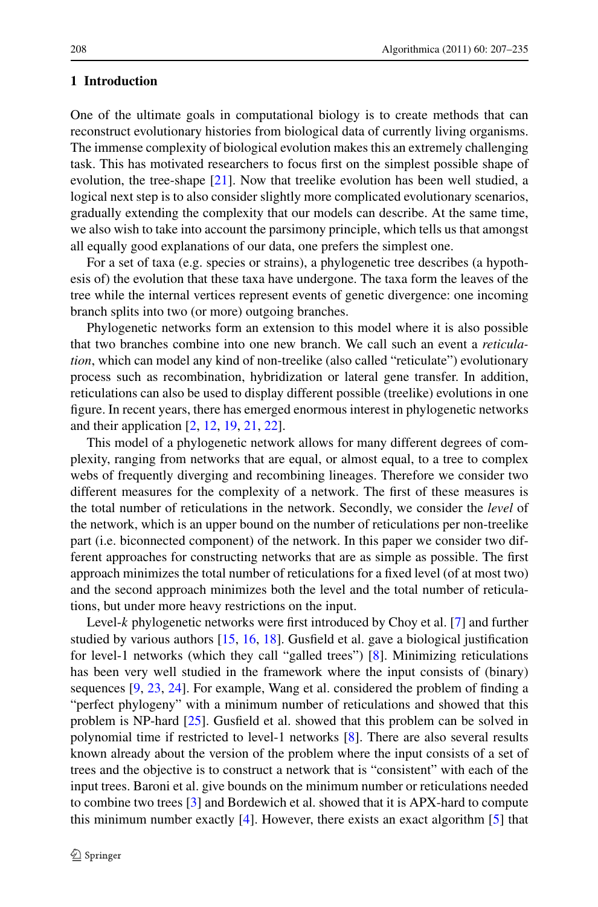## 1 Introduction

One of the ultimate goals in computational biology is to create methods that can reconstruct evolutionary histories from biological data of currently living organisms. The immense complexity of biological evolution makes this an extremely challenging task. This has motivated researchers to focus first on the simplest possible shape of evolution, the tree-shape [21]. Now that treelike evolution has been well studied, a logical next step is to also consider slightly more complicated evolutionary scenarios, gradually extending the complexity that our models can describe. At the same time, we also wish to take into account the parsimony principle, which tells us that amongst all equally good explanations of our data, one prefers the simplest one.

For a set of taxa (e.g. species or strains), a phylogenetic tree describes (a hypothesis of) the evolution that these taxa have undergone. The taxa form the leaves of the tree while the internal vertices represent events of genetic divergence: one incoming branch splits into two (or more) outgoing branches.

Phylogenetic networks form an extension to this model where it is also possible that two branches combine into one new branch. We call such an event a *reticulation*, which can model any kind of non-treelike (also called "reticulate") evolutionary process such as recombination, hybridization or lateral gene transfer. In addition, reticulations can also be used to display different possible (treelike) evolutions in one figure. In recent years, there has emerged enormous interest in phylogenetic networks and their application [2, 12, 19, 21, 22].

This model of a phylogenetic network allows for many different degrees of complexity, ranging from networks that are equal, or almost equal, to a tree to complex webs of frequently diverging and recombining lineages. Therefore we consider two different measures for the complexity of a network. The first of these measures is the total number of reticulations in the network. Secondly, we consider the *level* of the network, which is an upper bound on the number of reticulations per non-treelike part (i.e. biconnected component) of the network. In this paper we consider two different approaches for constructing networks that are as simple as possible. The first approach minimizes the total number of reticulations for a fixed level (of at most two) and the second approach minimizes both the level and the total number of reticulations, but under more heavy restrictions on the input.

Level-$k$ phylogenetic networks were first introduced by Choy et al. [7] and further studied by various authors [15, 16, 18]. Gusfield et al. gave a biological justification for level-1 networks (which they call "galled trees") [8]. Minimizing reticulations has been very well studied in the framework where the input consists of (binary) sequences [9, 23, 24]. For example, Wang et al. considered the problem of finding a "perfect phylogeny" with a minimum number of reticulations and showed that this problem is NP-hard [25]. Gusfield et al. showed that this problem can be solved in polynomial time if restricted to level-1 networks [8]. There are also several results known already about the version of the problem where the input consists of a set of trees and the objective is to construct a network that is "consistent" with each of the input trees. Baroni et al. give bounds on the minimum number or reticulations needed to combine two trees [3] and Bordewich et al. showed that it is APX-hard to compute this minimum number exactly [4]. However, there exists an exact algorithm [5] that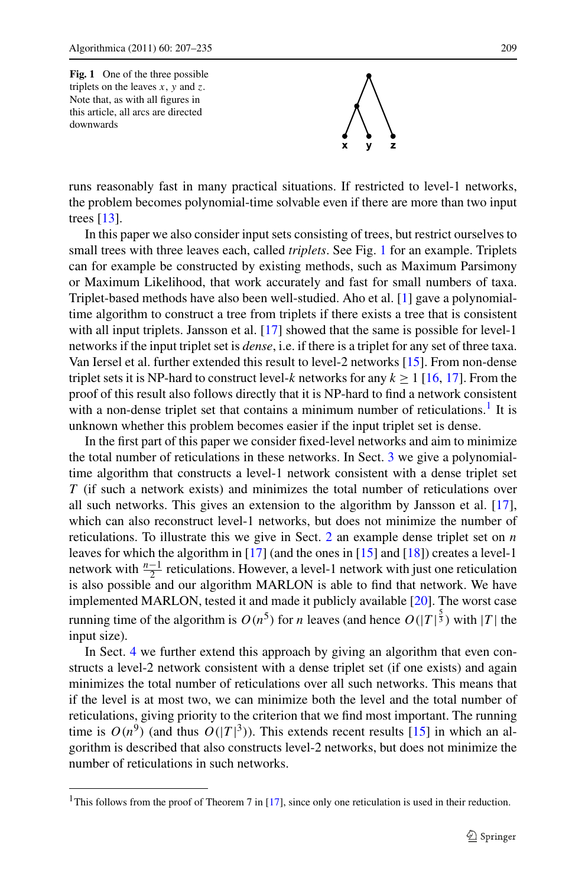**Fig. 1** One of the three possible triplets on the leaves $x$, $y$ and $z$. Note that, as with all figures in this article, all arcs are directed downwards

runs reasonably fast in many practical situations. If restricted to level-1 networks, the problem becomes polynomial-time solvable even if there are more than two input trees [13].

In this paper we also consider input sets consisting of trees, but restrict ourselves to small trees with three leaves each, called *triplets*. See Fig. 1 for an example. Triplets can for example be constructed by existing methods, such as Maximum Parsimony or Maximum Likelihood, that work accurately and fast for small numbers of taxa. Triplet-based methods have also been well-studied. Aho et al. [1] gave a polynomial-time algorithm to construct a tree from triplets if there exists a tree that is consistent with all input triplets. Jansson et al. [17] showed that the same is possible for level-1 networks if the input triplet set is *dense*, i.e. if there is a triplet for any set of three taxa. Van Iersel et al. further extended this result to level-2 networks [15]. From non-dense triplet sets it is NP-hard to construct level-$k$ networks for any $k \geq 1$ [16, 17]. From the proof of this result also follows directly that it is NP-hard to find a network consistent with a non-dense triplet set that contains a minimum number of reticulations.[1] It is unknown whether this problem becomes easier if the input triplet set is dense.

In the first part of this paper we consider fixed-level networks and aim to minimize the total number of reticulations in these networks. In Sect. 3 we give a polynomial-time algorithm that constructs a level-1 network consistent with a dense triplet set $T$ (if such a network exists) and minimizes the total number of reticulations over all such networks. This gives an extension to the algorithm by Jansson et al. [17], which can also reconstruct level-1 networks, but does not minimize the number of reticulations. To illustrate this we give in Sect. 2 an example dense triplet set on $n$ leaves for which the algorithm in [17] (and the ones in [15] and [18]) creates a level-1 network with $\frac{n-1}{2}$ reticulations. However, a level-1 network with just one reticulation is also possible and our algorithm MARLON is able to find that network. We have implemented MARLON, tested it and made it publicly available [20]. The worst case running time of the algorithm is $O(n^5)$ for $n$ leaves (and hence $O(|T|^{\frac{5}{3}})$ with $|T|$ the input size).

In Sect. 4 we further extend this approach by giving an algorithm that even constructs a level-2 network consistent with a dense triplet set (if one exists) and again minimizes the total number of reticulations over all such networks. This means that if the level is at most two, we can minimize both the level and the total number of reticulations, giving priority to the criterion that we find most important. The running time is $O(n^9)$ (and thus $O(|T|^3)$). This extends recent results [15] in which an algorithm is described that also constructs level-2 networks, but does not minimize the number of reticulations in such networks.

[1] This follows from the proof of Theorem 7 in [17], since only one reticulation is used in their reduction.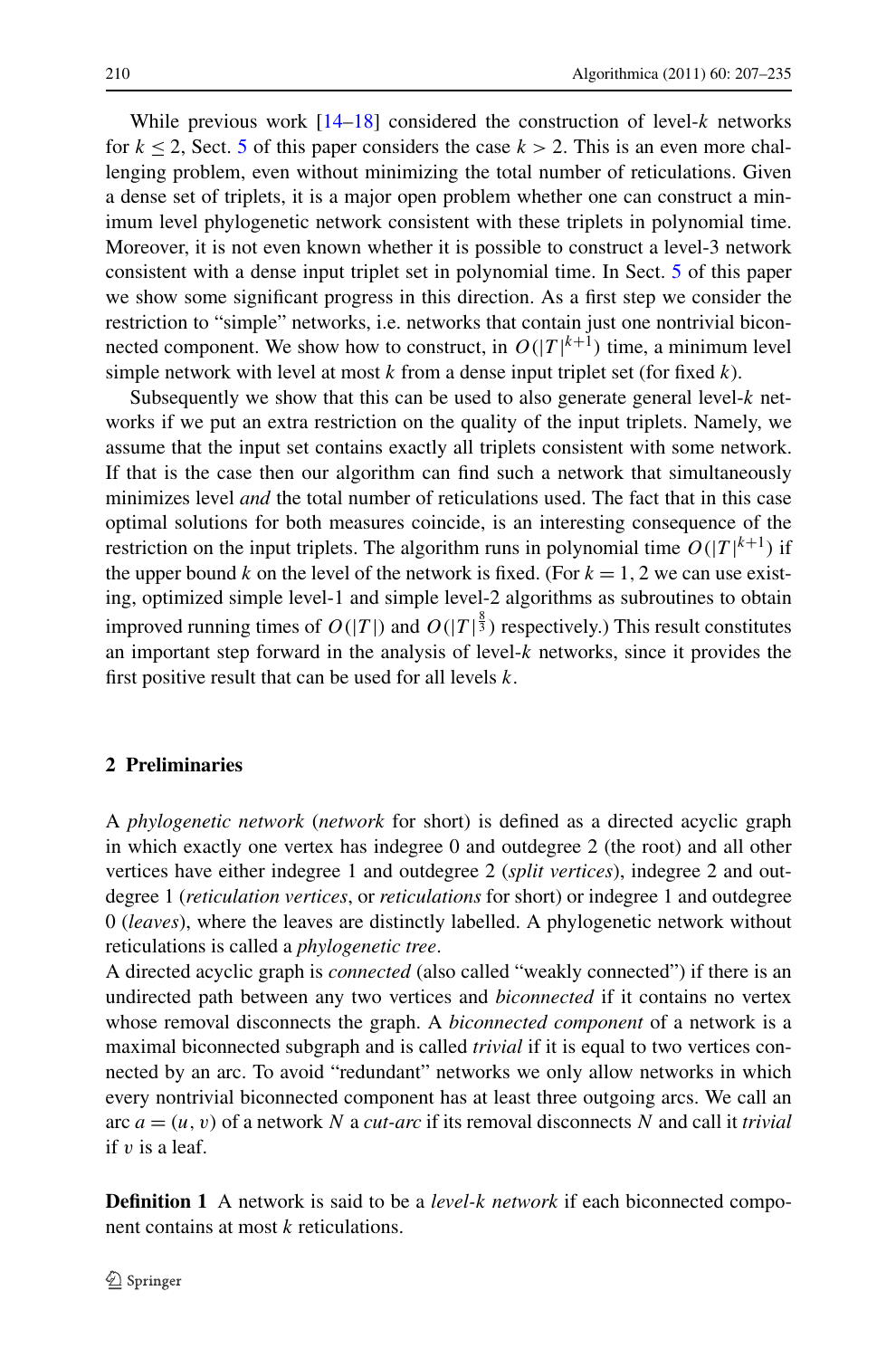While previous work [14–18] considered the construction of level-$k$ networks for $k \le 2$, Sect. 5 of this paper considers the case $k > 2$. This is an even more challenging problem, even without minimizing the total number of reticulations. Given a dense set of triplets, it is a major open problem whether one can construct a minimum level phylogenetic network consistent with these triplets in polynomial time. Moreover, it is not even known whether it is possible to construct a level-3 network consistent with a dense input triplet set in polynomial time. In Sect. 5 of this paper we show some significant progress in this direction. As a first step we consider the restriction to "simple" networks, i.e. networks that contain just one nontrivial biconnected component. We show how to construct, in $O(|T|^{k+1})$ time, a minimum level simple network with level at most $k$ from a dense input triplet set (for fixed $k$).

Subsequently we show that this can be used to also generate general level-$k$ networks if we put an extra restriction on the quality of the input triplets. Namely, we assume that the input set contains exactly all triplets consistent with some network. If that is the case then our algorithm can find such a network that simultaneously minimizes level *and* the total number of reticulations used. The fact that in this case optimal solutions for both measures coincide, is an interesting consequence of the restriction on the input triplets. The algorithm runs in polynomial time $O(|T|^{k+1})$ if the upper bound $k$ on the level of the network is fixed. (For $k = 1, 2$ we can use existing, optimized simple level-1 and simple level-2 algorithms as subroutines to obtain improved running times of $O(|T|)$ and $O(|T|^{\frac{8}{3}})$ respectively.) This result constitutes an important step forward in the analysis of level-$k$ networks, since it provides the first positive result that can be used for all levels $k$.

## 2 Preliminaries

A *phylogenetic network* (*network* for short) is defined as a directed acyclic graph in which exactly one vertex has indegree 0 and outdegree 2 (the root) and all other vertices have either indegree 1 and outdegree 2 (*split vertices*), indegree 2 and outdegree 1 (*reticulation vertices*, or *reticulations* for short) or indegree 1 and outdegree 0 (*leaves*), where the leaves are distinctly labelled. A phylogenetic network without reticulations is called a *phylogenetic tree*.

A directed acyclic graph is *connected* (also called "weakly connected") if there is an undirected path between any two vertices and *biconnected* if it contains no vertex whose removal disconnects the graph. A *biconnected component* of a network is a maximal biconnected subgraph and is called *trivial* if it is equal to two vertices connected by an arc. To avoid "redundant" networks we only allow networks in which every nontrivial biconnected component has at least three outgoing arcs. We call an arc $a = (u, v)$ of a network $N$ a *cut-arc* if its removal disconnects $N$ and call it *trivial* if $v$ is a leaf.

**Definition 1** A network is said to be a *level-$k$ network* if each biconnected component contains at most $k$ reticulations.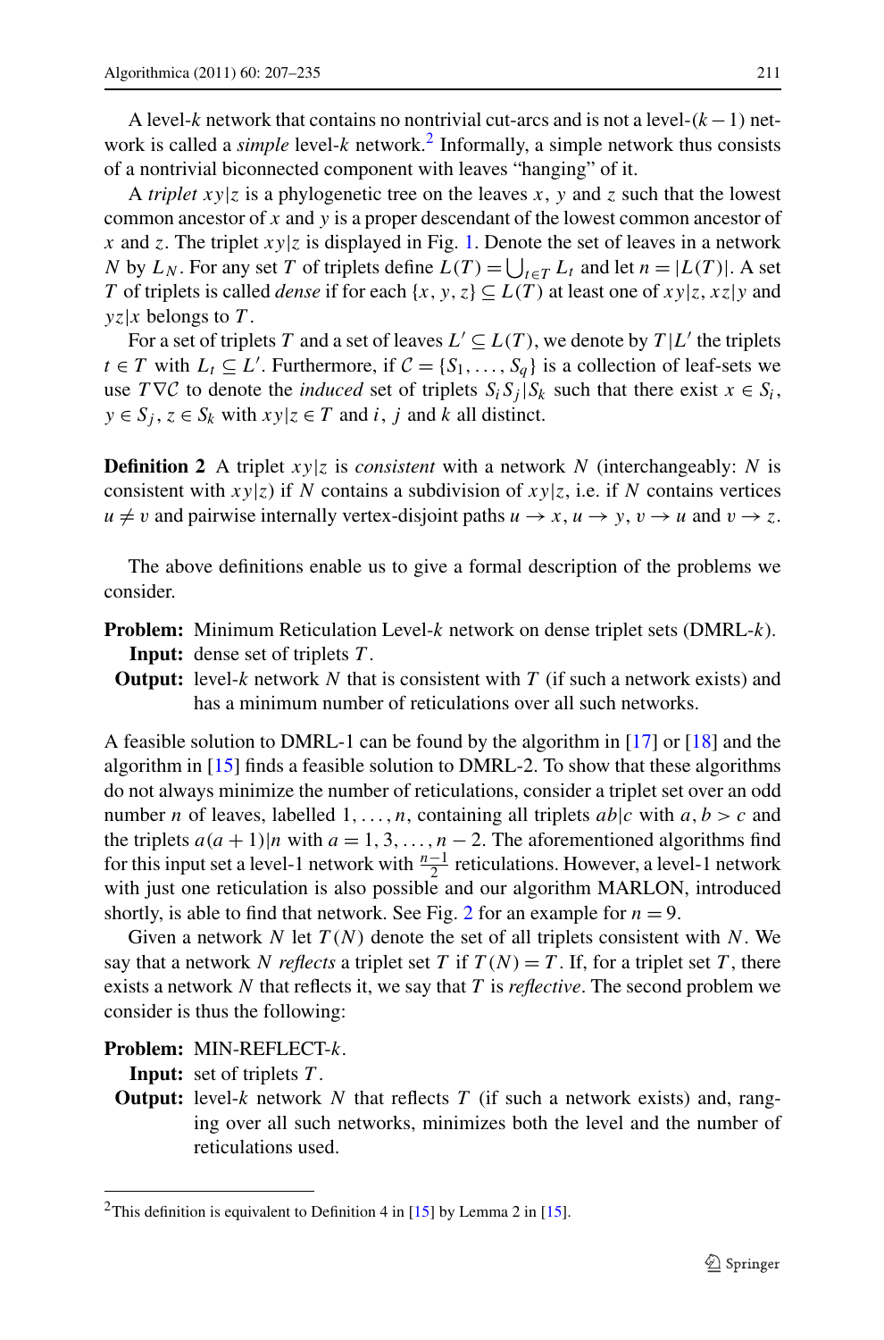A level-$k$ network that contains no nontrivial cut-arcs and is not a level-$(k-1)$ network is called a *simple* level-$k$ network.[2] Informally, a simple network thus consists of a nontrivial biconnected component with leaves "hanging" of it.

A *triplet* $xy|z$ is a phylogenetic tree on the leaves $x$, $y$ and $z$ such that the lowest common ancestor of $x$ and $y$ is a proper descendant of the lowest common ancestor of $x$ and $z$. The triplet $xy|z$ is displayed in Fig. 1. Denote the set of leaves in a network $N$ by $L_N$. For any set $T$ of triplets define $L(T) = \bigcup_{t \in T} L_t$ and let $n = |L(T)|$. A set $T$ of triplets is called *dense* if for each $\{x, y, z\} \subseteq L(T)$ at least one of $xy|z$, $xz|y$ and $yz|x$ belongs to $T$.

For a set of triplets $T$ and a set of leaves $L' \subseteq L(T)$, we denote by $T|L'$ the triplets $t \in T$ with $L_t \subseteq L'$. Furthermore, if $\mathcal{C} = \{S_1, \ldots, S_q\}$ is a collection of leaf-sets we use $T \nabla \mathcal{C}$ to denote the *induced* set of triplets $S_i S_j | S_k$ such that there exist $x \in S_i$, $y \in S_j$, $z \in S_k$ with $xy|z \in T$ and $i$, $j$ and $k$ all distinct.

**Definition 2** A triplet $xy|z$ is *consistent* with a network $N$ (interchangeably: $N$ is consistent with $xy|z$) if $N$ contains a subdivision of $xy|z$, i.e. if $N$ contains vertices $u \neq v$ and pairwise internally vertex-disjoint paths $u \to x$, $u \to y$, $v \to u$ and $v \to z$.

The above definitions enable us to give a formal description of the problems we consider.

**Problem:** Minimum Reticulation Level-$k$ network on dense triplet sets (DMRL-$k$).
**Input:** dense set of triplets $T$.
**Output:** level-$k$ network $N$ that is consistent with $T$ (if such a network exists) and has a minimum number of reticulations over all such networks.

A feasible solution to DMRL-1 can be found by the algorithm in [17] or [18] and the algorithm in [15] finds a feasible solution to DMRL-2. To show that these algorithms do not always minimize the number of reticulations, consider a triplet set over an odd number $n$ of leaves, labelled $1, \ldots, n$, containing all triplets $ab|c$ with $a, b > c$ and the triplets $a(a+1)|n$ with $a = 1, 3, \ldots, n-2$. The aforementioned algorithms find for this input set a level-1 network with $\frac{n-1}{2}$ reticulations. However, a level-1 network with just one reticulation is also possible and our algorithm MARLON, introduced shortly, is able to find that network. See Fig. 2 for an example for $n = 9$.

Given a network $N$ let $T(N)$ denote the set of all triplets consistent with $N$. We say that a network $N$ *reflects* a triplet set $T$ if $T(N) = T$. If, for a triplet set $T$, there exists a network $N$ that reflects it, we say that $T$ is *reflective*. The second problem we consider is thus the following:

**Problem:** MIN-REFLECT-$k$.
**Input:** set of triplets $T$.
**Output:** level-$k$ network $N$ that reflects $T$ (if such a network exists) and, ranging over all such networks, minimizes both the level and the number of reticulations used.

---

[2] This definition is equivalent to Definition 4 in [15] by Lemma 2 in [15].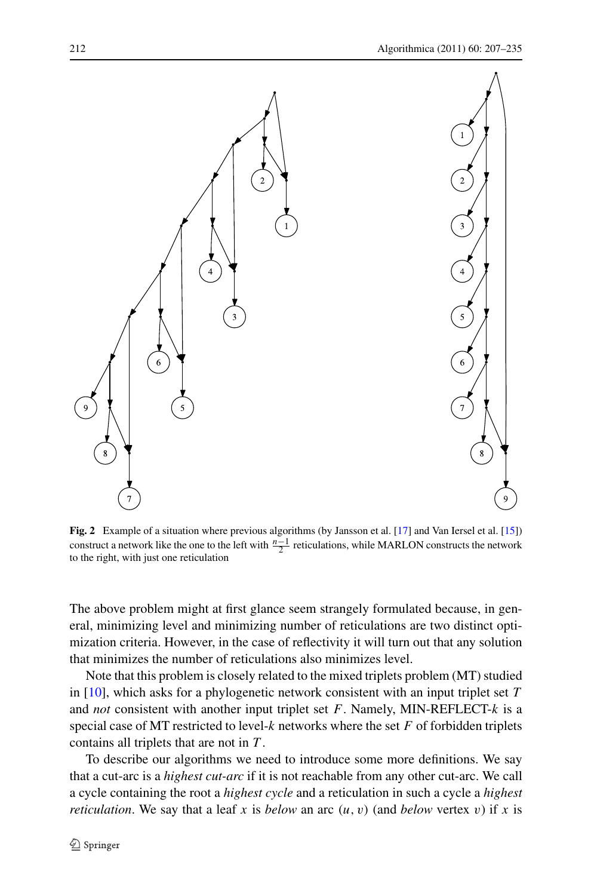**Fig. 2** Example of a situation where previous algorithms (by Jansson et al. [17] and Van Iersel et al. [15]) construct a network like the one to the left with $\frac{n-1}{2}$ reticulations, while MARLON constructs the network to the right, with just one reticulation

The above problem might at first glance seem strangely formulated because, in general, minimizing level and minimizing number of reticulations are two distinct optimization criteria. However, in the case of reflectivity it will turn out that any solution that minimizes the number of reticulations also minimizes level.

Note that this problem is closely related to the mixed triplets problem (MT) studied in [10], which asks for a phylogenetic network consistent with an input triplet set $T$ and *not* consistent with another input triplet set $F$. Namely, MIN-REFLECT-$k$ is a special case of MT restricted to level-$k$ networks where the set $F$ of forbidden triplets contains all triplets that are not in $T$.

To describe our algorithms we need to introduce some more definitions. We say that a cut-arc is a *highest cut-arc* if it is not reachable from any other cut-arc. We call a cycle containing the root a *highest cycle* and a reticulation in such a cycle a *highest reticulation*. We say that a leaf $x$ is *below* an arc $(u, v)$ (and *below* vertex $v$) if $x$ is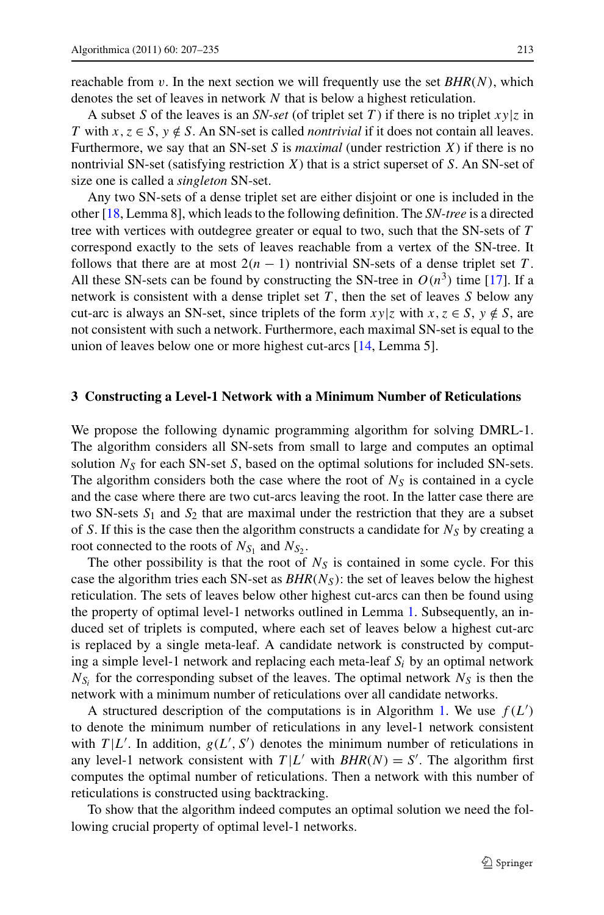reachable from $v$. In the next section we will frequently use the set $BHR(N)$, which denotes the set of leaves in network $N$ that is below a highest reticulation.

A subset $S$ of the leaves is an *SN-set* (of triplet set $T$) if there is no triplet $xy|z$ in $T$ with $x, z \in S$, $y \notin S$. An SN-set is called *nontrivial* if it does not contain all leaves. Furthermore, we say that an SN-set $S$ is *maximal* (under restriction $X$) if there is no nontrivial SN-set (satisfying restriction $X$) that is a strict superset of $S$. An SN-set of size one is called a *singleton* SN-set.

Any two SN-sets of a dense triplet set are either disjoint or one is included in the other [18, Lemma 8], which leads to the following definition. The *SN-tree* is a directed tree with vertices with outdegree greater or equal to two, such that the SN-sets of $T$ correspond exactly to the sets of leaves reachable from a vertex of the SN-tree. It follows that there are at most $2(n-1)$ nontrivial SN-sets of a dense triplet set $T$. All these SN-sets can be found by constructing the SN-tree in $O(n^3)$ time [17]. If a network is consistent with a dense triplet set $T$, then the set of leaves $S$ below any cut-arc is always an SN-set, since triplets of the form $xy|z$ with $x, z \in S$, $y \notin S$, are not consistent with such a network. Furthermore, each maximal SN-set is equal to the union of leaves below one or more highest cut-arcs [14, Lemma 5].

## 3 Constructing a Level-1 Network with a Minimum Number of Reticulations

We propose the following dynamic programming algorithm for solving DMRL-1. The algorithm considers all SN-sets from small to large and computes an optimal solution $N_S$ for each SN-set $S$, based on the optimal solutions for included SN-sets. The algorithm considers both the case where the root of $N_S$ is contained in a cycle and the case where there are two cut-arcs leaving the root. In the latter case there are two SN-sets $S_1$ and $S_2$ that are maximal under the restriction that they are a subset of $S$. If this is the case then the algorithm constructs a candidate for $N_S$ by creating a root connected to the roots of $N_{S_1}$ and $N_{S_2}$.

The other possibility is that the root of $N_S$ is contained in some cycle. For this case the algorithm tries each SN-set as $BHR(N_S)$: the set of leaves below the highest reticulation. The sets of leaves below other highest cut-arcs can then be found using the property of optimal level-1 networks outlined in Lemma 1. Subsequently, an induced set of triplets is computed, where each set of leaves below a highest cut-arc is replaced by a single meta-leaf. A candidate network is constructed by computing a simple level-1 network and replacing each meta-leaf $S_i$ by an optimal network $N_{S_i}$ for the corresponding subset of the leaves. The optimal network $N_S$ is then the network with a minimum number of reticulations over all candidate networks.

A structured description of the computations is in Algorithm 1. We use $f(L')$ to denote the minimum number of reticulations in any level-1 network consistent with $T|L'$. In addition, $g(L', S')$ denotes the minimum number of reticulations in any level-1 network consistent with $T|L'$ with $BHR(N) = S'$. The algorithm first computes the optimal number of reticulations. Then a network with this number of reticulations is constructed using backtracking.

To show that the algorithm indeed computes an optimal solution we need the following crucial property of optimal level-1 networks.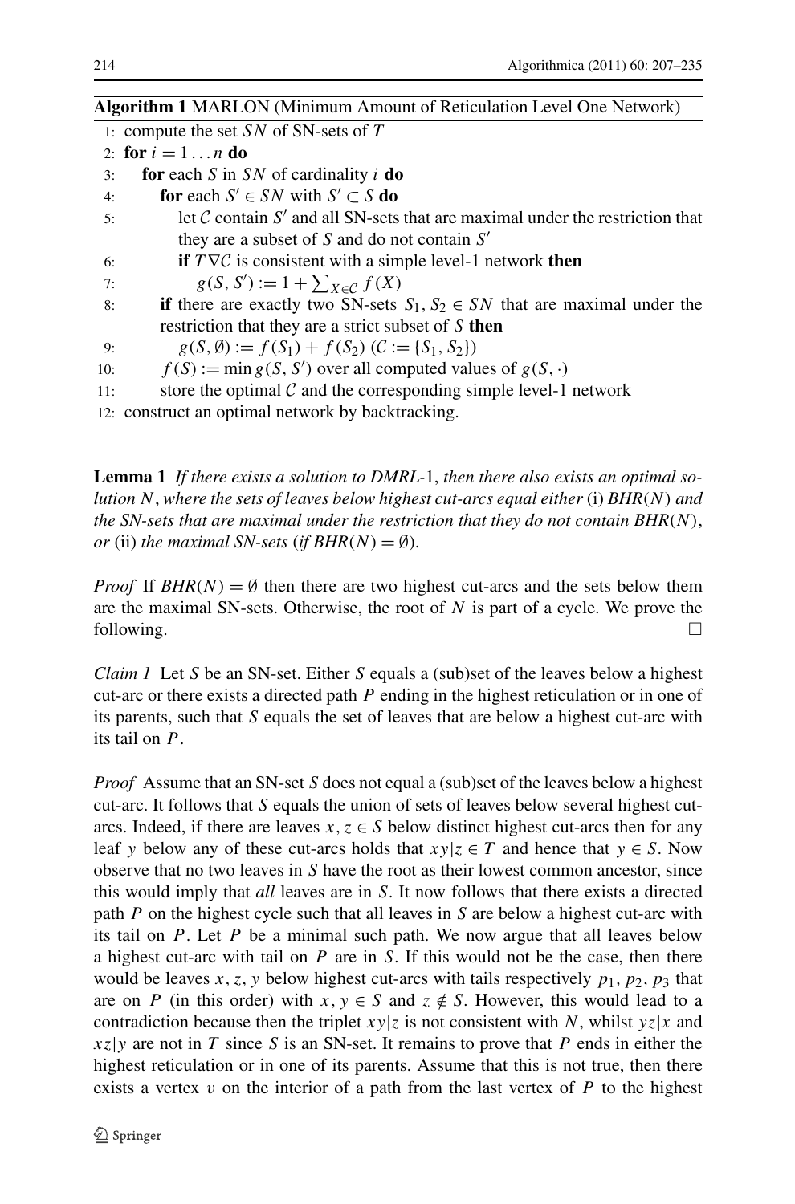**Algorithm 1** MARLON (Minimum Amount of Reticulation Level One Network)

```
1:  compute the set SN of SN-sets of T
2:  for i = 1 ... n do
3:     for each S in SN of cardinality i do
4:        for each S' ∈ SN with S' ⊂ S do
5:           let C contain S' and all SN-sets that are maximal under the restriction that
             they are a subset of S and do not contain S'
6:           if T∇C is consistent with a simple level-1 network then
7:              g(S, S') := 1 + Σ_{X∈C} f(X)
8:        if there are exactly two SN-sets S1, S2 ∈ SN that are maximal under the
          restriction that they are a strict subset of S then
9:           g(S, ∅) := f(S1) + f(S2) (C := {S1, S2})
10:       f(S) := min g(S, S') over all computed values of g(S, ·)
11:       store the optimal C and the corresponding simple level-1 network
12: construct an optimal network by backtracking.
```

**Lemma 1** *If there exists a solution to DMRL-*1, *then there also exists an optimal solution $N$, where the sets of leaves below highest cut-arcs equal either* (i) *$BHR(N)$ and the SN-sets that are maximal under the restriction that they do not contain $BHR(N)$, or* (ii) *the maximal SN-sets (if $BHR(N) = \emptyset$).*

*Proof* If $BHR(N) = \emptyset$ then there are two highest cut-arcs and the sets below them are the maximal SN-sets. Otherwise, the root of $N$ is part of a cycle. We prove the following. □

*Claim 1* Let $S$ be an SN-set. Either $S$ equals a (sub)set of the leaves below a highest cut-arc or there exists a directed path $P$ ending in the highest reticulation or in one of its parents, such that $S$ equals the set of leaves that are below a highest cut-arc with its tail on $P$.

*Proof* Assume that an SN-set $S$ does not equal a (sub)set of the leaves below a highest cut-arc. It follows that $S$ equals the union of sets of leaves below several highest cut-arcs. Indeed, if there are leaves $x, z \in S$ below distinct highest cut-arcs then for any leaf $y$ below any of these cut-arcs holds that $xy|z \in T$ and hence that $y \in S$. Now observe that no two leaves in $S$ have the root as their lowest common ancestor, since this would imply that *all* leaves are in $S$. It now follows that there exists a directed path $P$ on the highest cycle such that all leaves in $S$ are below a highest cut-arc with its tail on $P$. Let $P$ be a minimal such path. We now argue that all leaves below a highest cut-arc with tail on $P$ are in $S$. If this would not be the case, then there would be leaves $x, z, y$ below highest cut-arcs with tails respectively $p_1, p_2, p_3$ that are on $P$ (in this order) with $x, y \in S$ and $z \notin S$. However, this would lead to a contradiction because then the triplet $xy|z$ is not consistent with $N$, whilst $yz|x$ and $xz|y$ are not in $T$ since $S$ is an SN-set. It remains to prove that $P$ ends in either the highest reticulation or in one of its parents. Assume that this is not true, then there exists a vertex $v$ on the interior of a path from the last vertex of $P$ to the highest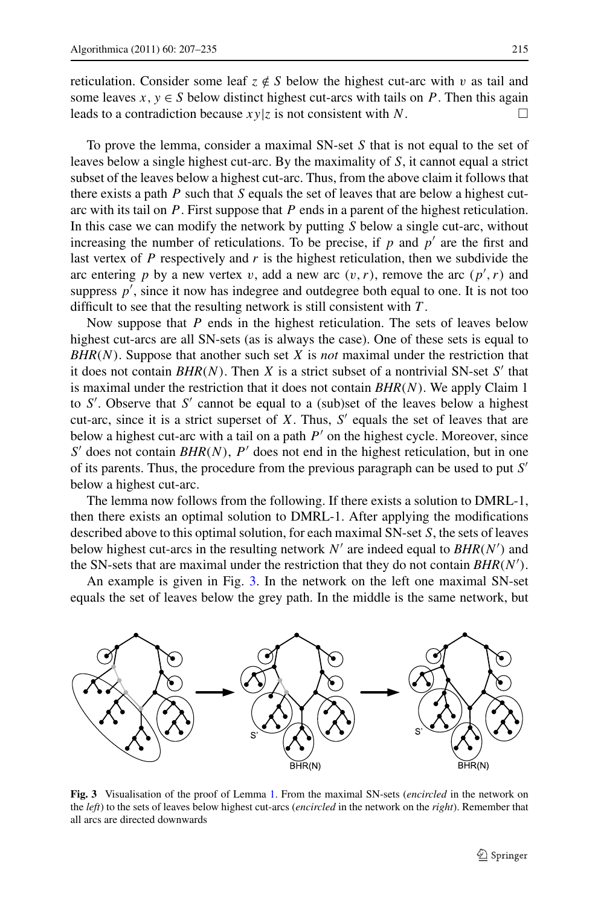reticulation. Consider some leaf $z \notin S$ below the highest cut-arc with $v$ as tail and some leaves $x, y \in S$ below distinct highest cut-arcs with tails on $P$. Then this again leads to a contradiction because $xy|z$ is not consistent with $N$. □

To prove the lemma, consider a maximal SN-set $S$ that is not equal to the set of leaves below a single highest cut-arc. By the maximality of $S$, it cannot equal a strict subset of the leaves below a highest cut-arc. Thus, from the above claim it follows that there exists a path $P$ such that $S$ equals the set of leaves that are below a highest cut-arc with its tail on $P$. First suppose that $P$ ends in a parent of the highest reticulation. In this case we can modify the network by putting $S$ below a single cut-arc, without increasing the number of reticulations. To be precise, if $p$ and $p'$ are the first and last vertex of $P$ respectively and $r$ is the highest reticulation, then we subdivide the arc entering $p$ by a new vertex $v$, add a new arc $(v, r)$, remove the arc $(p', r)$ and suppress $p'$, since it now has indegree and outdegree both equal to one. It is not too difficult to see that the resulting network is still consistent with $T$.

Now suppose that $P$ ends in the highest reticulation. The sets of leaves below highest cut-arcs are all SN-sets (as is always the case). One of these sets is equal to $BHR(N)$. Suppose that another such set $X$ is *not* maximal under the restriction that it does not contain $BHR(N)$. Then $X$ is a strict subset of a nontrivial SN-set $S'$ that is maximal under the restriction that it does not contain $BHR(N)$. We apply Claim 1 to $S'$. Observe that $S'$ cannot be equal to a (sub)set of the leaves below a highest cut-arc, since it is a strict superset of $X$. Thus, $S'$ equals the set of leaves that are below a highest cut-arc with a tail on a path $P'$ on the highest cycle. Moreover, since $S'$ does not contain $BHR(N)$, $P'$ does not end in the highest reticulation, but in one of its parents. Thus, the procedure from the previous paragraph can be used to put $S'$ below a highest cut-arc.

The lemma now follows from the following. If there exists a solution to DMRL-1, then there exists an optimal solution to DMRL-1. After applying the modifications described above to this optimal solution, for each maximal SN-set $S$, the sets of leaves below highest cut-arcs in the resulting network $N'$ are indeed equal to $BHR(N')$ and the SN-sets that are maximal under the restriction that they do not contain $BHR(N')$.

An example is given in Fig. 3. In the network on the left one maximal SN-set equals the set of leaves below the grey path. In the middle is the same network, but

S′

BHR(N)

S′

BHR(N)

**Fig. 3** Visualisation of the proof of Lemma 1. From the maximal SN-sets (*encircled* in the network on the *left*) to the sets of leaves below highest cut-arcs (*encircled* in the network on the *right*). Remember that all arcs are directed downwards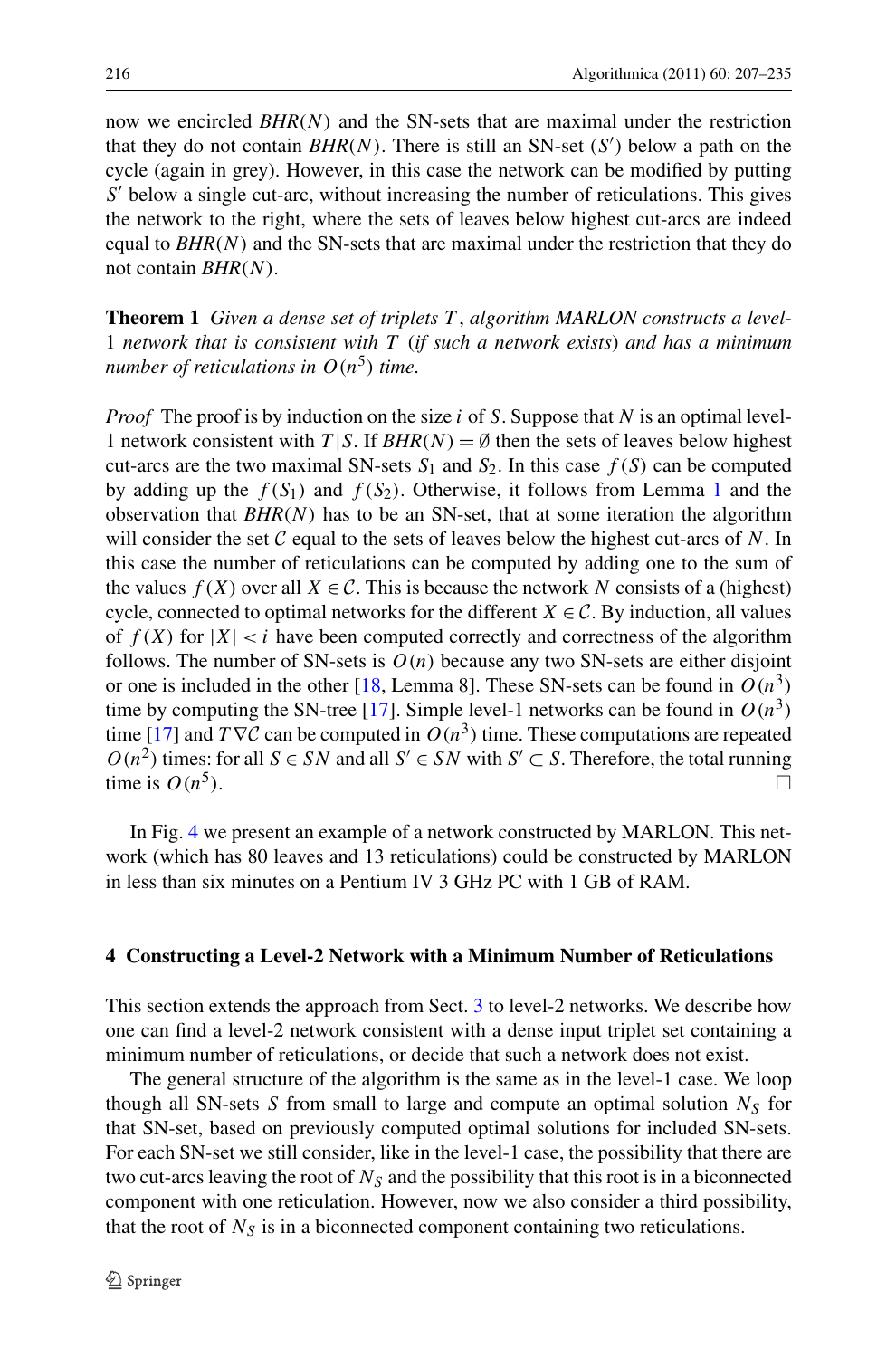now we encircled $BHR(N)$ and the SN-sets that are maximal under the restriction that they do not contain $BHR(N)$. There is still an SN-set ($S'$) below a path on the cycle (again in grey). However, in this case the network can be modified by putting $S'$ below a single cut-arc, without increasing the number of reticulations. This gives the network to the right, where the sets of leaves below highest cut-arcs are indeed equal to $BHR(N)$ and the SN-sets that are maximal under the restriction that they do not contain $BHR(N)$.

**Theorem 1** *Given a dense set of triplets $T$, algorithm MARLON constructs a level-1 network that is consistent with $T$ (if such a network exists) and has a minimum number of reticulations in $O(n^5)$ time.*

*Proof* The proof is by induction on the size $i$ of $S$. Suppose that $N$ is an optimal level-1 network consistent with $T|S$. If $BHR(N) = \emptyset$ then the sets of leaves below highest cut-arcs are the two maximal SN-sets $S_1$ and $S_2$. In this case $f(S)$ can be computed by adding up the $f(S_1)$ and $f(S_2)$. Otherwise, it follows from Lemma 1 and the observation that $BHR(N)$ has to be an SN-set, that at some iteration the algorithm will consider the set $\mathcal{C}$ equal to the sets of leaves below the highest cut-arcs of $N$. In this case the number of reticulations can be computed by adding one to the sum of the values $f(X)$ over all $X \in \mathcal{C}$. This is because the network $N$ consists of a (highest) cycle, connected to optimal networks for the different $X \in \mathcal{C}$. By induction, all values of $f(X)$ for $|X| < i$ have been computed correctly and correctness of the algorithm follows. The number of SN-sets is $O(n)$ because any two SN-sets are either disjoint or one is included in the other [18, Lemma 8]. These SN-sets can be found in $O(n^3)$ time by computing the SN-tree [17]. Simple level-1 networks can be found in $O(n^3)$ time [17] and $T\nabla\mathcal{C}$ can be computed in $O(n^3)$ time. These computations are repeated $O(n^2)$ times: for all $S \in SN$ and all $S' \in SN$ with $S' \subset S$. Therefore, the total running time is $O(n^5)$. □

In Fig. 4 we present an example of a network constructed by MARLON. This network (which has 80 leaves and 13 reticulations) could be constructed by MARLON in less than six minutes on a Pentium IV 3 GHz PC with 1 GB of RAM.

## 4 Constructing a Level-2 Network with a Minimum Number of Reticulations

This section extends the approach from Sect. 3 to level-2 networks. We describe how one can find a level-2 network consistent with a dense input triplet set containing a minimum number of reticulations, or decide that such a network does not exist.

The general structure of the algorithm is the same as in the level-1 case. We loop though all SN-sets $S$ from small to large and compute an optimal solution $N_S$ for that SN-set, based on previously computed optimal solutions for included SN-sets. For each SN-set we still consider, like in the level-1 case, the possibility that there are two cut-arcs leaving the root of $N_S$ and the possibility that this root is in a biconnected component with one reticulation. However, now we also consider a third possibility, that the root of $N_S$ is in a biconnected component containing two reticulations.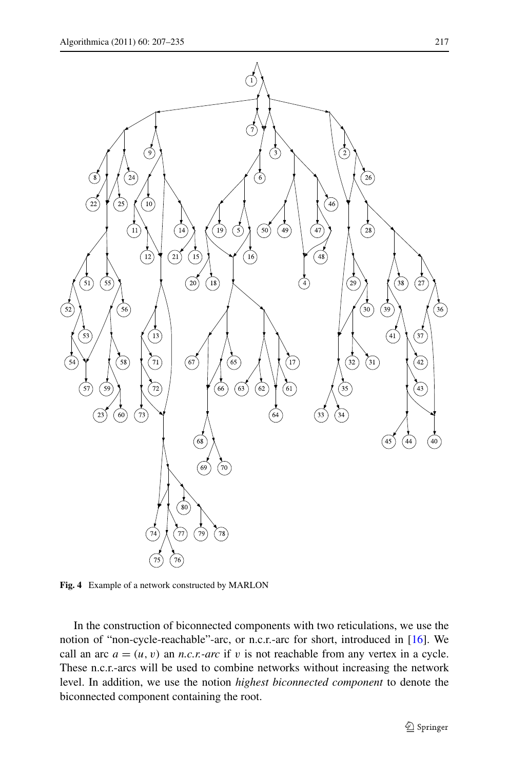**Fig. 4** Example of a network constructed by MARLON

In the construction of biconnected components with two reticulations, we use the notion of "non-cycle-reachable"-arc, or n.c.r.-arc for short, introduced in [16]. We call an arc $a = (u, v)$ an *n.c.r.-arc* if $v$ is not reachable from any vertex in a cycle. These n.c.r.-arcs will be used to combine networks without increasing the network level. In addition, we use the notion *highest biconnected component* to denote the biconnected component containing the root.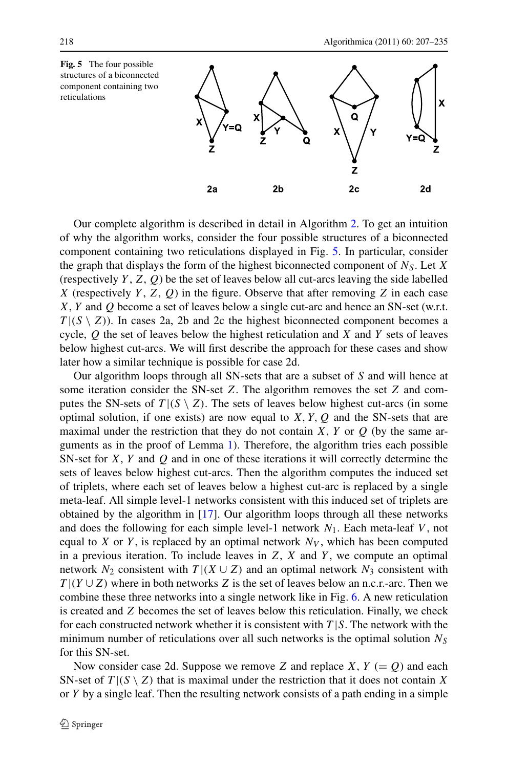**Fig. 5** The four possible structures of a biconnected component containing two reticulations

Our complete algorithm is described in detail in Algorithm 2. To get an intuition of why the algorithm works, consider the four possible structures of a biconnected component containing two reticulations displayed in Fig. 5. In particular, consider the graph that displays the form of the highest biconnected component of $N_S$. Let $X$ (respectively $Y$, $Z$, $Q$) be the set of leaves below all cut-arcs leaving the side labelled $X$ (respectively $Y$, $Z$, $Q$) in the figure. Observe that after removing $Z$ in each case $X$, $Y$ and $Q$ become a set of leaves below a single cut-arc and hence an SN-set (w.r.t. $T|(S \setminus Z)$). In cases 2a, 2b and 2c the highest biconnected component becomes a cycle, $Q$ the set of leaves below the highest reticulation and $X$ and $Y$ sets of leaves below highest cut-arcs. We will first describe the approach for these cases and show later how a similar technique is possible for case 2d.

Our algorithm loops through all SN-sets that are a subset of $S$ and will hence at some iteration consider the SN-set $Z$. The algorithm removes the set $Z$ and computes the SN-sets of $T|(S \setminus Z)$. The sets of leaves below highest cut-arcs (in some optimal solution, if one exists) are now equal to $X, Y, Q$ and the SN-sets that are maximal under the restriction that they do not contain $X$, $Y$ or $Q$ (by the same arguments as in the proof of Lemma 1). Therefore, the algorithm tries each possible SN-set for $X$, $Y$ and $Q$ and in one of these iterations it will correctly determine the sets of leaves below highest cut-arcs. Then the algorithm computes the induced set of triplets, where each set of leaves below a highest cut-arc is replaced by a single meta-leaf. All simple level-1 networks consistent with this induced set of triplets are obtained by the algorithm in [17]. Our algorithm loops through all these networks and does the following for each simple level-1 network $N_1$. Each meta-leaf $V$, not equal to $X$ or $Y$, is replaced by an optimal network $N_V$, which has been computed in a previous iteration. To include leaves in $Z$, $X$ and $Y$, we compute an optimal network $N_2$ consistent with $T|(X \cup Z)$ and an optimal network $N_3$ consistent with $T|(Y \cup Z)$ where in both networks $Z$ is the set of leaves below an n.c.r.-arc. Then we combine these three networks into a single network like in Fig. 6. A new reticulation is created and $Z$ becomes the set of leaves below this reticulation. Finally, we check for each constructed network whether it is consistent with $T|S$. The network with the minimum number of reticulations over all such networks is the optimal solution $N_S$ for this SN-set.

Now consider case 2d. Suppose we remove $Z$ and replace $X$, $Y$ ($= Q$) and each SN-set of $T|(S \setminus Z)$ that is maximal under the restriction that it does not contain $X$ or $Y$ by a single leaf. Then the resulting network consists of a path ending in a simple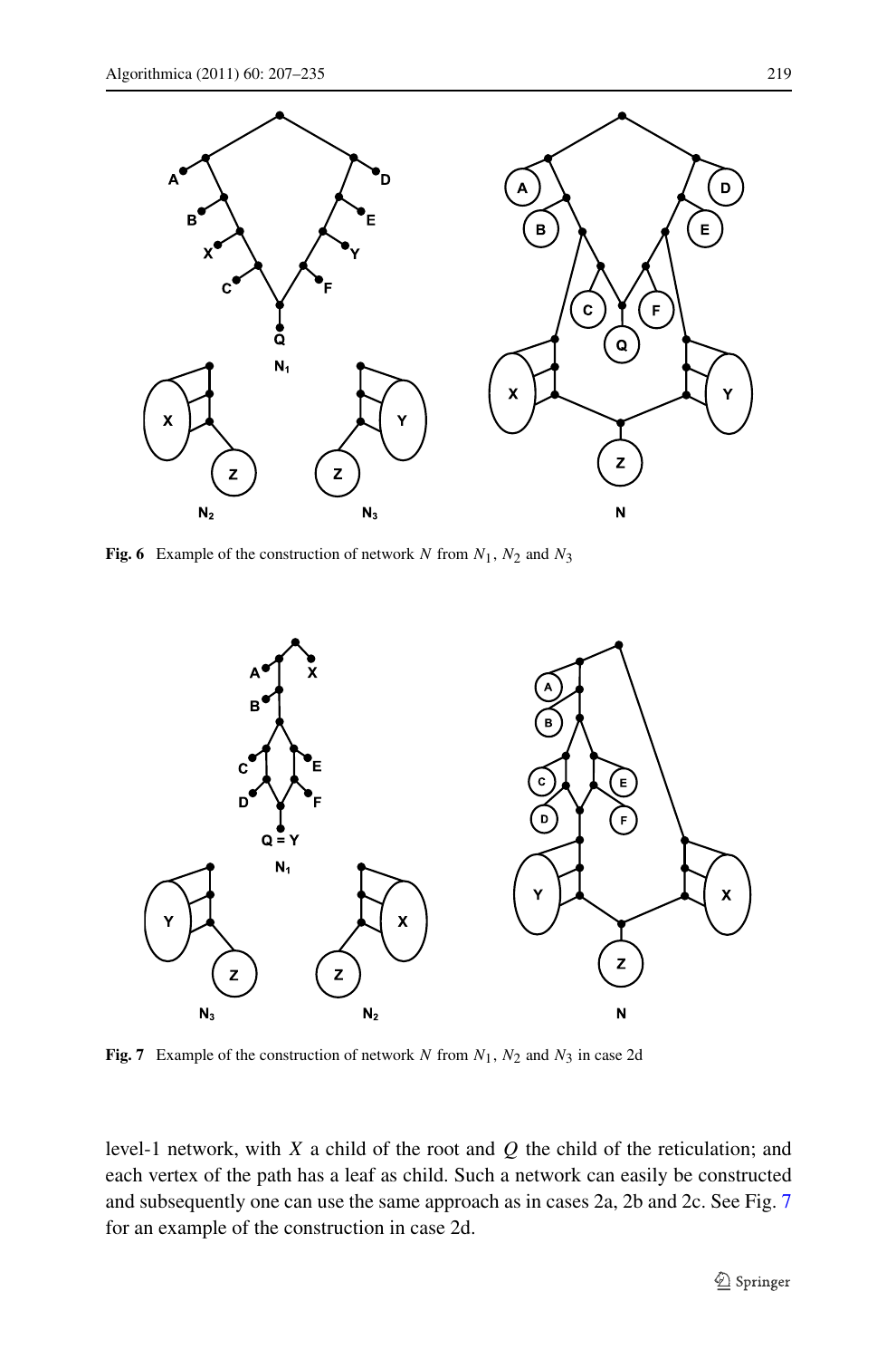**Fig. 6** Example of the construction of network $N$ from $N_1$, $N_2$ and $N_3$

**Fig. 7** Example of the construction of network $N$ from $N_1$, $N_2$ and $N_3$ in case 2d

level-1 network, with $X$ a child of the root and $Q$ the child of the reticulation; and each vertex of the path has a leaf as child. Such a network can easily be constructed and subsequently one can use the same approach as in cases 2a, 2b and 2c. See Fig. 7 for an example of the construction in case 2d.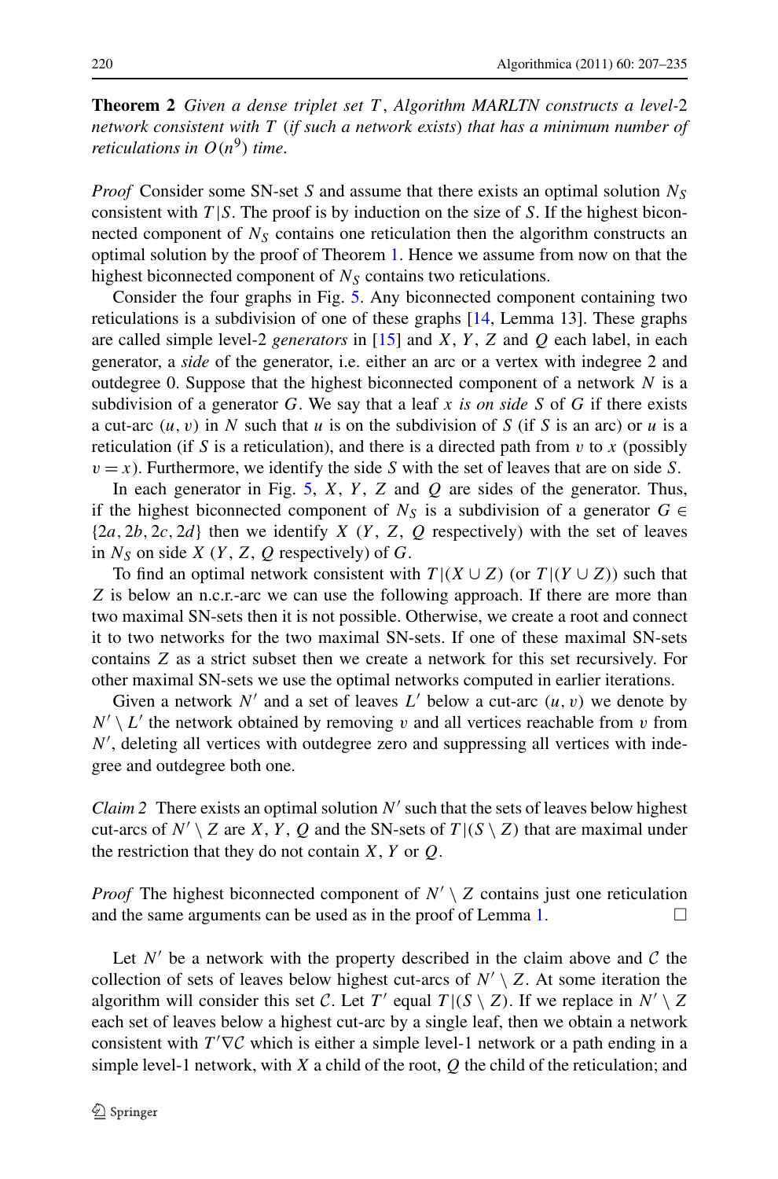**Theorem 2** *Given a dense triplet set $T$, Algorithm MARLTN constructs a level-2 network consistent with $T$ (if such a network exists) that has a minimum number of reticulations in $O(n^9)$ time.*

*Proof* Consider some SN-set $S$ and assume that there exists an optimal solution $N_S$ consistent with $T|S$. The proof is by induction on the size of $S$. If the highest biconnected component of $N_S$ contains one reticulation then the algorithm constructs an optimal solution by the proof of Theorem 1. Hence we assume from now on that the highest biconnected component of $N_S$ contains two reticulations.

Consider the four graphs in Fig. 5. Any biconnected component containing two reticulations is a subdivision of one of these graphs [14, Lemma 13]. These graphs are called simple level-2 *generators* in [15] and $X$, $Y$, $Z$ and $Q$ each label, in each generator, a *side* of the generator, i.e. either an arc or a vertex with indegree 2 and outdegree 0. Suppose that the highest biconnected component of a network $N$ is a subdivision of a generator $G$. We say that a leaf $x$ *is on side* $S$ of $G$ if there exists a cut-arc $(u, v)$ in $N$ such that $u$ is on the subdivision of $S$ (if $S$ is an arc) or $u$ is a reticulation (if $S$ is a reticulation), and there is a directed path from $v$ to $x$ (possibly $v = x$). Furthermore, we identify the side $S$ with the set of leaves that are on side $S$.

In each generator in Fig. 5, $X$, $Y$, $Z$ and $Q$ are sides of the generator. Thus, if the highest biconnected component of $N_S$ is a subdivision of a generator $G \in \{2a, 2b, 2c, 2d\}$ then we identify $X$ ($Y$, $Z$, $Q$ respectively) with the set of leaves in $N_S$ on side $X$ ($Y$, $Z$, $Q$ respectively) of $G$.

To find an optimal network consistent with $T|(X \cup Z)$ (or $T|(Y \cup Z)$) such that $Z$ is below an n.c.r.-arc we can use the following approach. If there are more than two maximal SN-sets then it is not possible. Otherwise, we create a root and connect it to two networks for the two maximal SN-sets. If one of these maximal SN-sets contains $Z$ as a strict subset then we create a network for this set recursively. For other maximal SN-sets we use the optimal networks computed in earlier iterations.

Given a network $N'$ and a set of leaves $L'$ below a cut-arc $(u, v)$ we denote by $N' \setminus L'$ the network obtained by removing $v$ and all vertices reachable from $v$ from $N'$, deleting all vertices with outdegree zero and suppressing all vertices with indegree and outdegree both one.

*Claim 2* There exists an optimal solution $N'$ such that the sets of leaves below highest cut-arcs of $N' \setminus Z$ are $X$, $Y$, $Q$ and the SN-sets of $T|(S \setminus Z)$ that are maximal under the restriction that they do not contain $X$, $Y$ or $Q$.

*Proof* The highest biconnected component of $N' \setminus Z$ contains just one reticulation and the same arguments can be used as in the proof of Lemma 1. □

Let $N'$ be a network with the property described in the claim above and $\mathcal{C}$ the collection of sets of leaves below highest cut-arcs of $N' \setminus Z$. At some iteration the algorithm will consider this set $\mathcal{C}$. Let $T'$ equal $T|(S \setminus Z)$. If we replace in $N' \setminus Z$ each set of leaves below a highest cut-arc by a single leaf, then we obtain a network consistent with $T' \nabla \mathcal{C}$ which is either a simple level-1 network or a path ending in a simple level-1 network, with $X$ a child of the root, $Q$ the child of the reticulation; and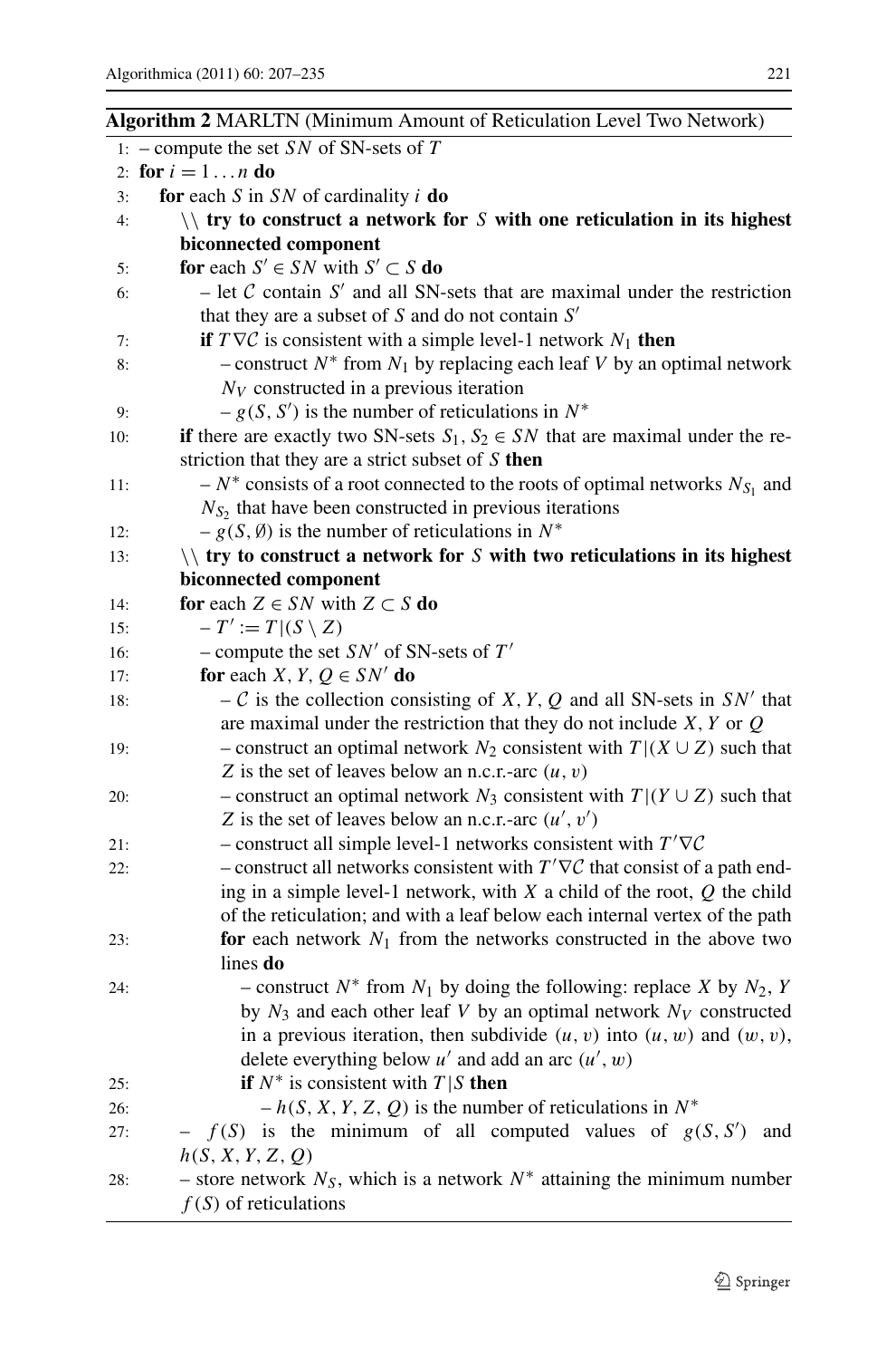**Algorithm 2** MARLTN (Minimum Amount of Reticulation Level Two Network)

```
1:  – compute the set SN of SN-sets of T
2:  for i = 1 ... n do
3:      for each S in SN of cardinality i do
4:          \\ try to construct a network for S with one reticulation in its highest
            biconnected component
5:          for each S' ∈ SN with S' ⊂ S do
6:              – let C contain S' and all SN-sets that are maximal under the restriction
                that they are a subset of S and do not contain S'
7:              if T∇C is consistent with a simple level-1 network N_1 then
8:                  – construct N* from N_1 by replacing each leaf V by an optimal network
                    N_V constructed in a previous iteration
9:                  – g(S, S') is the number of reticulations in N*
10:         if there are exactly two SN-sets S_1, S_2 ∈ SN that are maximal under the re-
            striction that they are a strict subset of S then
11:             – N* consists of a root connected to the roots of optimal networks N_{S_1} and
                N_{S_2} that have been constructed in previous iterations
12:             – g(S, ∅) is the number of reticulations in N*
13:         \\ try to construct a network for S with two reticulations in its highest
            biconnected component
14:         for each Z ∈ SN with Z ⊂ S do
15:             – T' := T|(S \ Z)
16:             – compute the set SN' of SN-sets of T'
17:             for each X, Y, Q ∈ SN' do
18:                 – C is the collection consisting of X, Y, Q and all SN-sets in SN' that
                    are maximal under the restriction that they do not include X, Y or Q
19:                 – construct an optimal network N_2 consistent with T|(X ∪ Z) such that
                    Z is the set of leaves below an n.c.r.-arc (u, v)
20:                 – construct an optimal network N_3 consistent with T|(Y ∪ Z) such that
                    Z is the set of leaves below an n.c.r.-arc (u', v')
21:                 – construct all simple level-1 networks consistent with T'∇C
22:                 – construct all networks consistent with T'∇C that consist of a path end-
                    ing in a simple level-1 network, with X a child of the root, Q the child
                    of the reticulation; and with a leaf below each internal vertex of the path
23:                 for each network N_1 from the networks constructed in the above two
                    lines do
24:                     – construct N* from N_1 by doing the following: replace X by N_2, Y
                        by N_3 and each other leaf V by an optimal network N_V constructed
                        in a previous iteration, then subdivide (u, v) into (u, w) and (w, v),
                        delete everything below u' and add an arc (u', w)
25:                     if N* is consistent with T|S then
26:                         – h(S, X, Y, Z, Q) is the number of reticulations in N*
27:         – f(S) is the minimum of all computed values of g(S, S') and
            h(S, X, Y, Z, Q)
28:         – store network N_S, which is a network N* attaining the minimum number
            f(S) of reticulations
```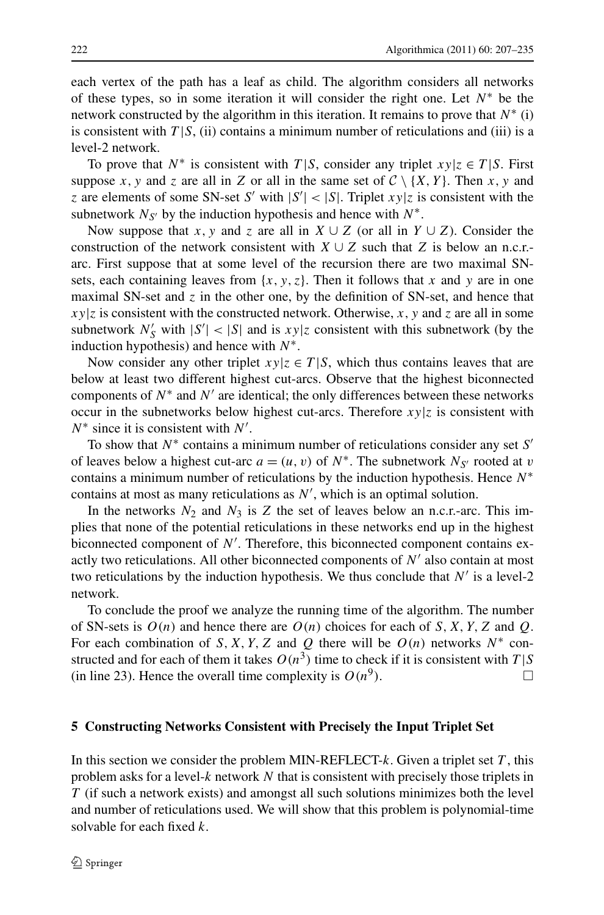each vertex of the path has a leaf as child. The algorithm considers all networks of these types, so in some iteration it will consider the right one. Let $N^*$ be the network constructed by the algorithm in this iteration. It remains to prove that $N^*$ (i) is consistent with $T|S$, (ii) contains a minimum number of reticulations and (iii) is a level-2 network.

To prove that $N^*$ is consistent with $T|S$, consider any triplet $xy|z \in T|S$. First suppose $x$, $y$ and $z$ are all in $Z$ or all in the same set of $\mathcal{C} \setminus \{X, Y\}$. Then $x$, $y$ and $z$ are elements of some SN-set $S'$ with $|S'| < |S|$. Triplet $xy|z$ is consistent with the subnetwork $N_{S'}$ by the induction hypothesis and hence with $N^*$.

Now suppose that $x$, $y$ and $z$ are all in $X \cup Z$ (or all in $Y \cup Z$). Consider the construction of the network consistent with $X \cup Z$ such that $Z$ is below an n.c.r.-arc. First suppose that at some level of the recursion there are two maximal SN-sets, each containing leaves from $\{x, y, z\}$. Then it follows that $x$ and $y$ are in one maximal SN-set and $z$ in the other one, by the definition of SN-set, and hence that $xy|z$ is consistent with the constructed network. Otherwise, $x$, $y$ and $z$ are all in some subnetwork $N'_S$ with $|S'| < |S|$ and is $xy|z$ consistent with this subnetwork (by the induction hypothesis) and hence with $N^*$.

Now consider any other triplet $xy|z \in T|S$, which thus contains leaves that are below at least two different highest cut-arcs. Observe that the highest biconnected components of $N^*$ and $N'$ are identical; the only differences between these networks occur in the subnetworks below highest cut-arcs. Therefore $xy|z$ is consistent with $N^*$ since it is consistent with $N'$.

To show that $N^*$ contains a minimum number of reticulations consider any set $S'$ of leaves below a highest cut-arc $a = (u, v)$ of $N^*$. The subnetwork $N_{S'}$ rooted at $v$ contains a minimum number of reticulations by the induction hypothesis. Hence $N^*$ contains at most as many reticulations as $N'$, which is an optimal solution.

In the networks $N_2$ and $N_3$ is $Z$ the set of leaves below an n.c.r.-arc. This implies that none of the potential reticulations in these networks end up in the highest biconnected component of $N'$. Therefore, this biconnected component contains exactly two reticulations. All other biconnected components of $N'$ also contain at most two reticulations by the induction hypothesis. We thus conclude that $N'$ is a level-2 network.

To conclude the proof we analyze the running time of the algorithm. The number of SN-sets is $O(n)$ and hence there are $O(n)$ choices for each of $S, X, Y, Z$ and $Q$. For each combination of $S, X, Y, Z$ and $Q$ there will be $O(n)$ networks $N^*$ constructed and for each of them it takes $O(n^3)$ time to check if it is consistent with $T|S$ (in line 23). Hence the overall time complexity is $O(n^9)$. □

## 5 Constructing Networks Consistent with Precisely the Input Triplet Set

In this section we consider the problem MIN-REFLECT-$k$. Given a triplet set $T$, this problem asks for a level-$k$ network $N$ that is consistent with precisely those triplets in $T$ (if such a network exists) and amongst all such solutions minimizes both the level and number of reticulations used. We will show that this problem is polynomial-time solvable for each fixed $k$.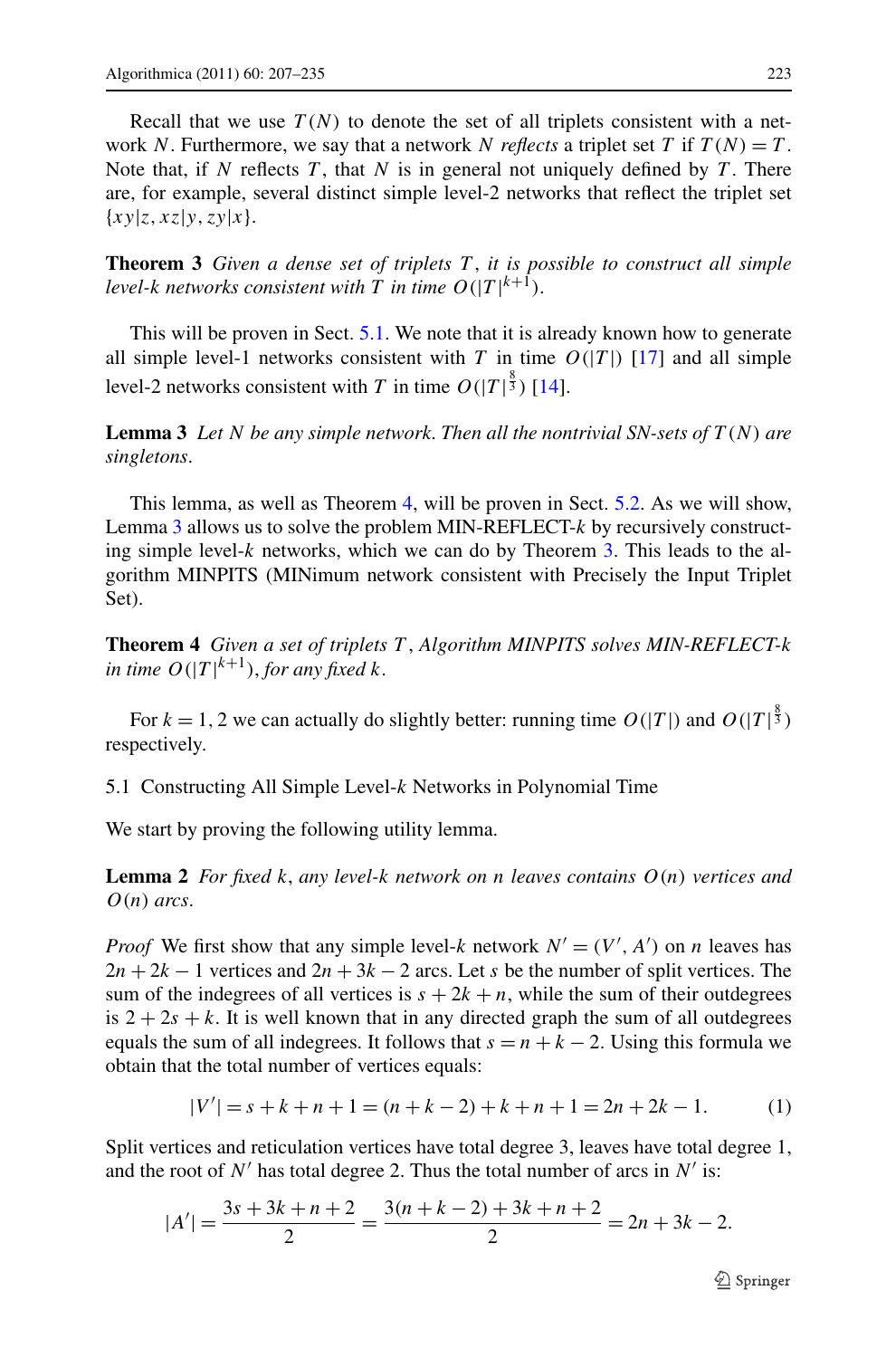Recall that we use $T(N)$ to denote the set of all triplets consistent with a network $N$. Furthermore, we say that a network $N$ *reflects* a triplet set $T$ if $T(N) = T$. Note that, if $N$ reflects $T$, that $N$ is in general not uniquely defined by $T$. There are, for example, several distinct simple level-2 networks that reflect the triplet set $\{xy|z, xz|y, zy|x\}$.

**Theorem 3** *Given a dense set of triplets $T$, it is possible to construct all simple level-$k$ networks consistent with $T$ in time $O(|T|^{k+1})$.*

This will be proven in Sect. 5.1. We note that it is already known how to generate all simple level-1 networks consistent with $T$ in time $O(|T|)$ [17] and all simple level-2 networks consistent with $T$ in time $O(|T|^{\frac{8}{3}})$ [14].

**Lemma 3** *Let $N$ be any simple network. Then all the nontrivial SN-sets of $T(N)$ are singletons.*

This lemma, as well as Theorem 4, will be proven in Sect. 5.2. As we will show, Lemma 3 allows us to solve the problem MIN-REFLECT-$k$ by recursively constructing simple level-$k$ networks, which we can do by Theorem 3. This leads to the algorithm MINPITS (MINimum network consistent with Precisely the Input Triplet Set).

**Theorem 4** *Given a set of triplets $T$, Algorithm MINPITS solves MIN-REFLECT-$k$ in time $O(|T|^{k+1})$, for any fixed $k$.*

For $k = 1, 2$ we can actually do slightly better: running time $O(|T|)$ and $O(|T|^{\frac{8}{3}})$ respectively.

### 5.1 Constructing All Simple Level-$k$ Networks in Polynomial Time

We start by proving the following utility lemma.

**Lemma 2** *For fixed $k$, any level-$k$ network on $n$ leaves contains $O(n)$ vertices and $O(n)$ arcs.*

*Proof* We first show that any simple level-$k$ network $N' = (V', A')$ on $n$ leaves has $2n + 2k - 1$ vertices and $2n + 3k - 2$ arcs. Let $s$ be the number of split vertices. The sum of the indegrees of all vertices is $s + 2k + n$, while the sum of their outdegrees is $2 + 2s + k$. It is well known that in any directed graph the sum of all outdegrees equals the sum of all indegrees. It follows that $s = n + k - 2$. Using this formula we obtain that the total number of vertices equals:

$$|V'| = s + k + n + 1 = (n + k - 2) + k + n + 1 = 2n + 2k - 1. \tag{1}$$

Split vertices and reticulation vertices have total degree 3, leaves have total degree 1, and the root of $N'$ has total degree 2. Thus the total number of arcs in $N'$ is:

$$|A'| = \frac{3s + 3k + n + 2}{2} = \frac{3(n + k - 2) + 3k + n + 2}{2} = 2n + 3k - 2.$$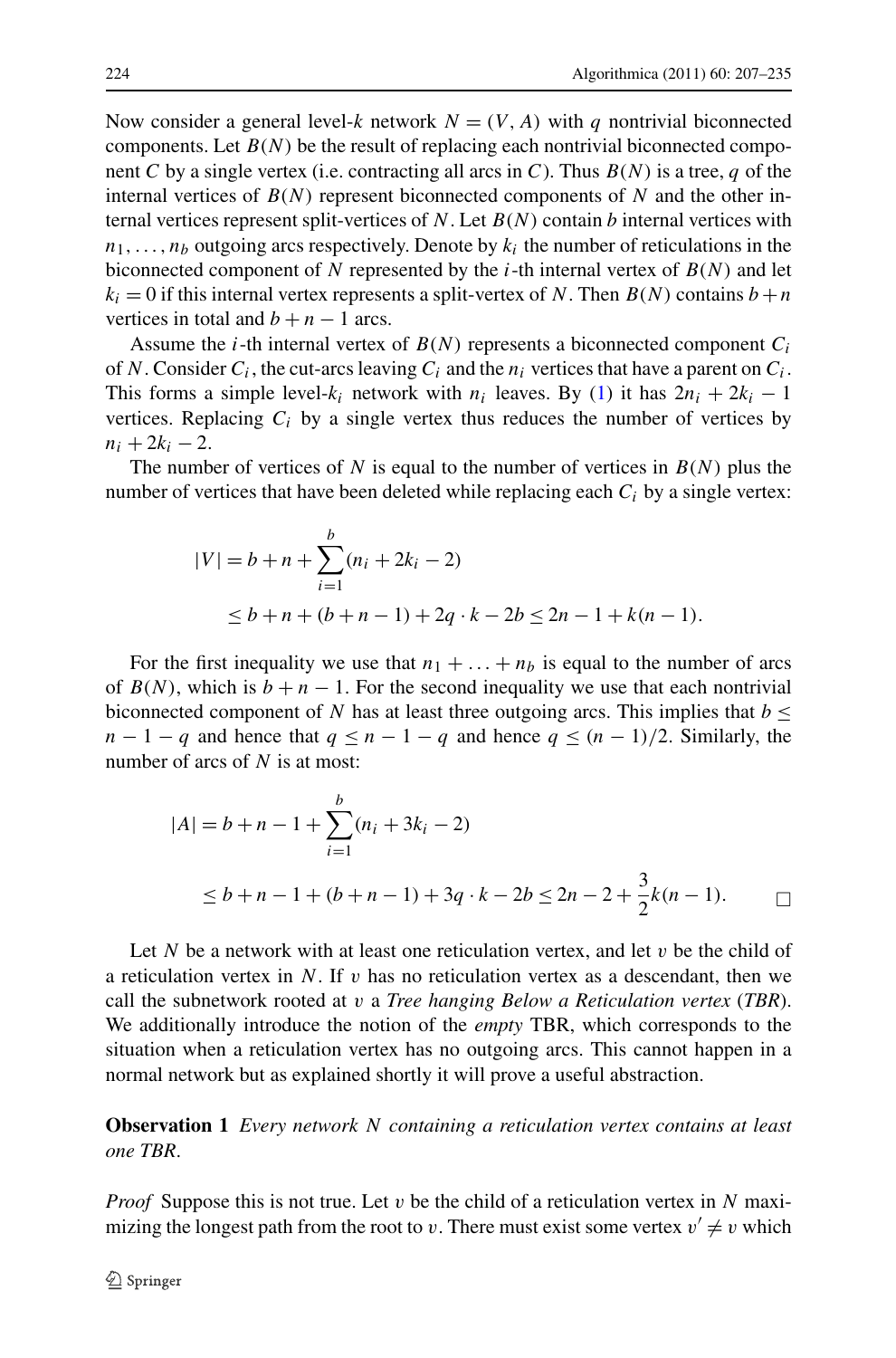Now consider a general level-$k$ network $N = (V, A)$ with $q$ nontrivial biconnected components. Let $B(N)$ be the result of replacing each nontrivial biconnected component $C$ by a single vertex (i.e. contracting all arcs in $C$). Thus $B(N)$ is a tree, $q$ of the internal vertices of $B(N)$ represent biconnected components of $N$ and the other internal vertices represent split-vertices of $N$. Let $B(N)$ contain $b$ internal vertices with $n_1, \ldots, n_b$ outgoing arcs respectively. Denote by $k_i$ the number of reticulations in the biconnected component of $N$ represented by the $i$-th internal vertex of $B(N)$ and let $k_i = 0$ if this internal vertex represents a split-vertex of $N$. Then $B(N)$ contains $b+n$ vertices in total and $b+n-1$ arcs.

Assume the $i$-th internal vertex of $B(N)$ represents a biconnected component $C_i$ of $N$. Consider $C_i$, the cut-arcs leaving $C_i$ and the $n_i$ vertices that have a parent on $C_i$. This forms a simple level-$k_i$ network with $n_i$ leaves. By (1) it has $2n_i + 2k_i - 1$ vertices. Replacing $C_i$ by a single vertex thus reduces the number of vertices by $n_i + 2k_i - 2$.

The number of vertices of $N$ is equal to the number of vertices in $B(N)$ plus the number of vertices that have been deleted while replacing each $C_i$ by a single vertex:

$$
\begin{aligned}
|V| &= b + n + \sum_{i=1}^{b}(n_i + 2k_i - 2) \\
&\leq b + n + (b + n - 1) + 2q \cdot k - 2b \leq 2n - 1 + k(n-1).
\end{aligned}
$$

For the first inequality we use that $n_1 + \ldots + n_b$ is equal to the number of arcs of $B(N)$, which is $b + n - 1$. For the second inequality we use that each nontrivial biconnected component of $N$ has at least three outgoing arcs. This implies that $b \leq n - 1 - q$ and hence that $q \leq n - 1 - q$ and hence $q \leq (n-1)/2$. Similarly, the number of arcs of $N$ is at most:

$$
\begin{aligned}
|A| &= b + n - 1 + \sum_{i=1}^{b}(n_i + 3k_i - 2) \\
&\leq b + n - 1 + (b + n - 1) + 3q \cdot k - 2b \leq 2n - 2 + \frac{3}{2}k(n-1). \qquad \square
\end{aligned}
$$

Let $N$ be a network with at least one reticulation vertex, and let $v$ be the child of a reticulation vertex in $N$. If $v$ has no reticulation vertex as a descendant, then we call the subnetwork rooted at $v$ a *Tree hanging Below a Reticulation vertex* (*TBR*). We additionally introduce the notion of the *empty* TBR, which corresponds to the situation when a reticulation vertex has no outgoing arcs. This cannot happen in a normal network but as explained shortly it will prove a useful abstraction.

**Observation 1** *Every network $N$ containing a reticulation vertex contains at least one TBR.*

*Proof* Suppose this is not true. Let $v$ be the child of a reticulation vertex in $N$ maximizing the longest path from the root to $v$. There must exist some vertex $v' \neq v$ which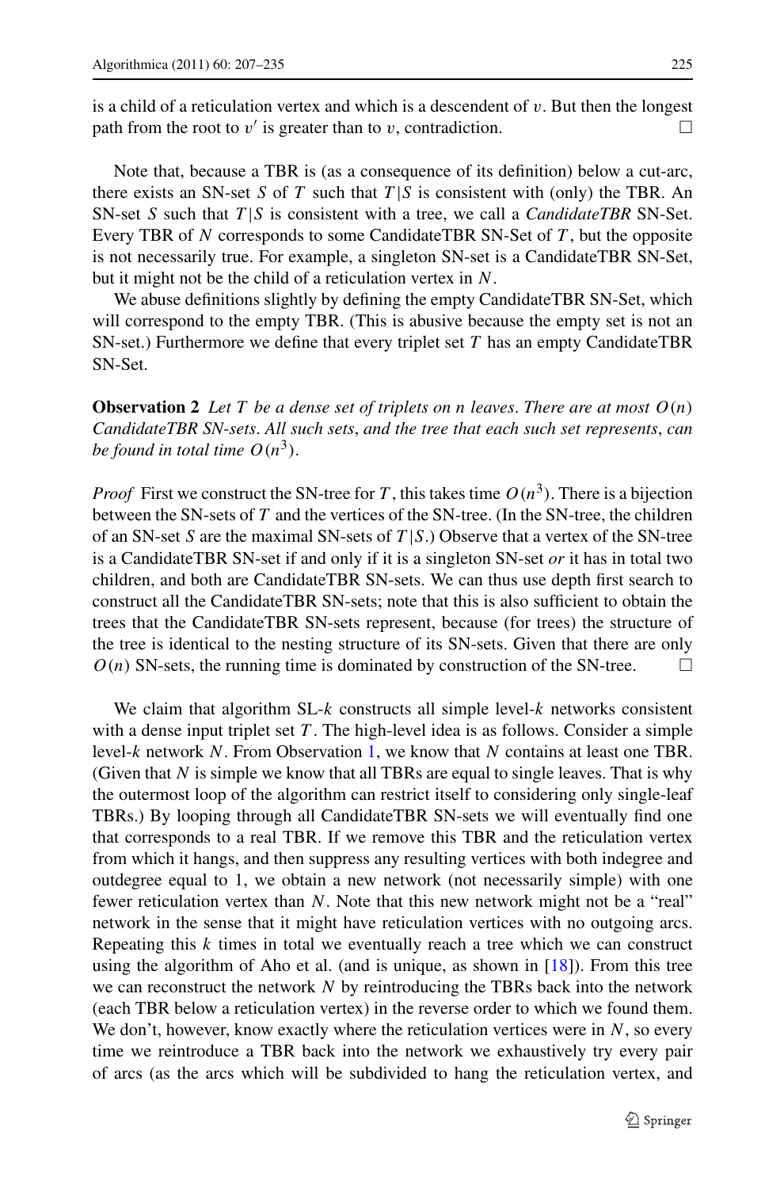is a child of a reticulation vertex and which is a descendent of $v$. But then the longest path from the root to $v'$ is greater than to $v$, contradiction. □

Note that, because a TBR is (as a consequence of its definition) below a cut-arc, there exists an SN-set $S$ of $T$ such that $T|S$ is consistent with (only) the TBR. An SN-set $S$ such that $T|S$ is consistent with a tree, we call a *CandidateTBR* SN-Set. Every TBR of $N$ corresponds to some CandidateTBR SN-Set of $T$, but the opposite is not necessarily true. For example, a singleton SN-set is a CandidateTBR SN-Set, but it might not be the child of a reticulation vertex in $N$.

We abuse definitions slightly by defining the empty CandidateTBR SN-Set, which will correspond to the empty TBR. (This is abusive because the empty set is not an SN-set.) Furthermore we define that every triplet set $T$ has an empty CandidateTBR SN-Set.

**Observation 2** *Let $T$ be a dense set of triplets on $n$ leaves. There are at most $O(n)$ CandidateTBR SN-sets. All such sets, and the tree that each such set represents, can be found in total time $O(n^3)$.*

*Proof* First we construct the SN-tree for $T$, this takes time $O(n^3)$. There is a bijection between the SN-sets of $T$ and the vertices of the SN-tree. (In the SN-tree, the children of an SN-set $S$ are the maximal SN-sets of $T|S$.) Observe that a vertex of the SN-tree is a CandidateTBR SN-set if and only if it is a singleton SN-set *or* it has in total two children, and both are CandidateTBR SN-sets. We can thus use depth first search to construct all the CandidateTBR SN-sets; note that this is also sufficient to obtain the trees that the CandidateTBR SN-sets represent, because (for trees) the structure of the tree is identical to the nesting structure of its SN-sets. Given that there are only $O(n)$ SN-sets, the running time is dominated by construction of the SN-tree. □

We claim that algorithm SL-$k$ constructs all simple level-$k$ networks consistent with a dense input triplet set $T$. The high-level idea is as follows. Consider a simple level-$k$ network $N$. From Observation 1, we know that $N$ contains at least one TBR. (Given that $N$ is simple we know that all TBRs are equal to single leaves. That is why the outermost loop of the algorithm can restrict itself to considering only single-leaf TBRs.) By looping through all CandidateTBR SN-sets we will eventually find one that corresponds to a real TBR. If we remove this TBR and the reticulation vertex from which it hangs, and then suppress any resulting vertices with both indegree and outdegree equal to 1, we obtain a new network (not necessarily simple) with one fewer reticulation vertex than $N$. Note that this new network might not be a "real" network in the sense that it might have reticulation vertices with no outgoing arcs. Repeating this $k$ times in total we eventually reach a tree which we can construct using the algorithm of Aho et al. (and is unique, as shown in [18]). From this tree we can reconstruct the network $N$ by reintroducing the TBRs back into the network (each TBR below a reticulation vertex) in the reverse order to which we found them. We don't, however, know exactly where the reticulation vertices were in $N$, so every time we reintroduce a TBR back into the network we exhaustively try every pair of arcs (as the arcs which will be subdivided to hang the reticulation vertex, and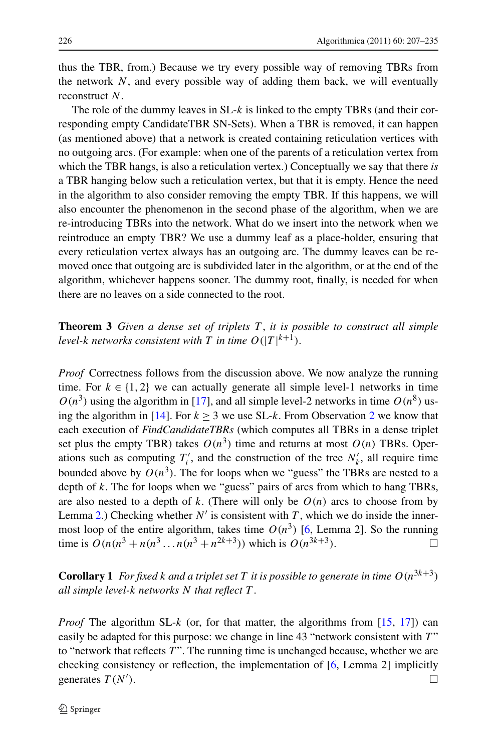thus the TBR, from.) Because we try every possible way of removing TBRs from the network $N$, and every possible way of adding them back, we will eventually reconstruct $N$.

The role of the dummy leaves in SL-$k$ is linked to the empty TBRs (and their corresponding empty CandidateTBR SN-Sets). When a TBR is removed, it can happen (as mentioned above) that a network is created containing reticulation vertices with no outgoing arcs. (For example: when one of the parents of a reticulation vertex from which the TBR hangs, is also a reticulation vertex.) Conceptually we say that there *is* a TBR hanging below such a reticulation vertex, but that it is empty. Hence the need in the algorithm to also consider removing the empty TBR. If this happens, we will also encounter the phenomenon in the second phase of the algorithm, when we are re-introducing TBRs into the network. What do we insert into the network when we reintroduce an empty TBR? We use a dummy leaf as a place-holder, ensuring that every reticulation vertex always has an outgoing arc. The dummy leaves can be removed once that outgoing arc is subdivided later in the algorithm, or at the end of the algorithm, whichever happens sooner. The dummy root, finally, is needed for when there are no leaves on a side connected to the root.

**Theorem 3** *Given a dense set of triplets $T$, it is possible to construct all simple level-$k$ networks consistent with $T$ in time $O(|T|^{k+1})$.*

*Proof* Correctness follows from the discussion above. We now analyze the running time. For $k \in \{1, 2\}$ we can actually generate all simple level-1 networks in time $O(n^3)$ using the algorithm in [17], and all simple level-2 networks in time $O(n^8)$ using the algorithm in [14]. For $k \geq 3$ we use SL-$k$. From Observation 2 we know that each execution of *FindCandidateTBRs* (which computes all TBRs in a dense triplet set plus the empty TBR) takes $O(n^3)$ time and returns at most $O(n)$ TBRs. Operations such as computing $T'_i$, and the construction of the tree $N'_k$, all require time bounded above by $O(n^3)$. The for loops when we "guess" the TBRs are nested to a depth of $k$. The for loops when we "guess" pairs of arcs from which to hang TBRs, are also nested to a depth of $k$. (There will only be $O(n)$ arcs to choose from by Lemma 2.) Checking whether $N'$ is consistent with $T$, which we do inside the innermost loop of the entire algorithm, takes time $O(n^3)$ [6, Lemma 2]. So the running time is $O(n(n^3 + n(n^3 \ldots n(n^3 + n^{2k+3}))$ which is $O(n^{3k+3})$. □

**Corollary 1** *For fixed k and a triplet set $T$ it is possible to generate in time $O(n^{3k+3})$ all simple level-$k$ networks $N$ that reflect $T$.*

*Proof* The algorithm SL-$k$ (or, for that matter, the algorithms from [15, 17]) can easily be adapted for this purpose: we change in line 43 "network consistent with $T$" to "network that reflects $T$". The running time is unchanged because, whether we are checking consistency or reflection, the implementation of [6, Lemma 2] implicitly generates $T(N')$. □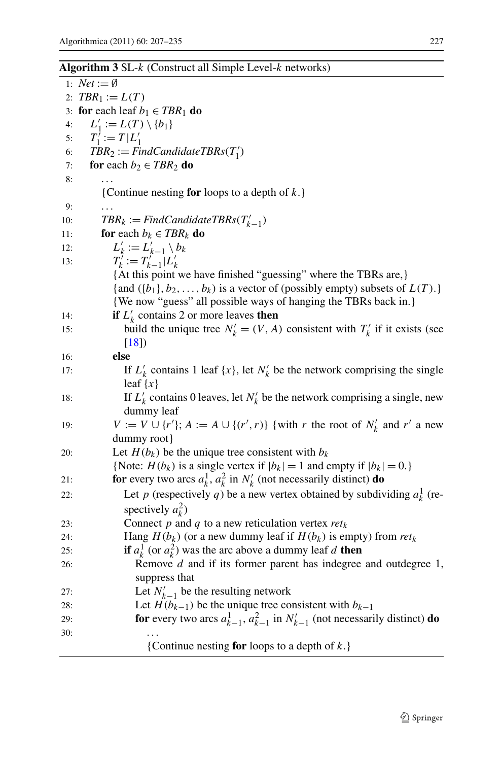**Algorithm 3** SL-$k$ (Construct all Simple Level-$k$ networks)

```
1:  Net := ∅
2:  TBR_1 := L(T)
3:  for each leaf b_1 ∈ TBR_1 do
4:    L'_1 := L(T) \ {b_1}
5:    T'_1 := T|L'_1
6:    TBR_2 := FindCandidateTBRs(T'_1)
7:    for each b_2 ∈ TBR_2 do
8:      ...
        {Continue nesting for loops to a depth of k.}
9:      ...
10:     TBR_k := FindCandidateTBRs(T'_{k-1})
11:     for each b_k ∈ TBR_k do
12:       L'_k := L'_{k-1} \ b_k
13:       T'_k := T'_{k-1}|L'_k
          {At this point we have finished "guessing" where the TBRs are,}
          {and ({b_1}, b_2, ..., b_k) is a vector of (possibly empty) subsets of L(T).}
          {We now "guess" all possible ways of hanging the TBRs back in.}
14:       if L'_k contains 2 or more leaves then
15:         build the unique tree N'_k = (V, A) consistent with T'_k if it exists (see
            [18])
16:       else
17:         If L'_k contains 1 leaf {x}, let N'_k be the network comprising the single
            leaf {x}
18:         If L'_k contains 0 leaves, let N'_k be the network comprising a single, new
            dummy leaf
19:       V := V ∪ {r'}; A := A ∪ {(r', r)} {with r the root of N'_k and r' a new
          dummy root}
20:       Let H(b_k) be the unique tree consistent with b_k
          {Note: H(b_k) is a single vertex if |b_k| = 1 and empty if |b_k| = 0.}
21:       for every two arcs a^1_k, a^2_k in N'_k (not necessarily distinct) do
22:         Let p (respectively q) be a new vertex obtained by subdividing a^1_k (re-
            spectively a^2_k)
23:         Connect p and q to a new reticulation vertex ret_k
24:         Hang H(b_k) (or a new dummy leaf if H(b_k) is empty) from ret_k
25:         if a^1_k (or a^2_k) was the arc above a dummy leaf d then
26:           Remove d and if its former parent has indegree and outdegree 1,
              suppress that
27:           Let N'_{k-1} be the resulting network
28:           Let H(b_{k-1}) be the unique tree consistent with b_{k-1}
29:           for every two arcs a^1_{k-1}, a^2_{k-1} in N'_{k-1} (not necessarily distinct) do
30:             ...
                {Continue nesting for loops to a depth of k.}
```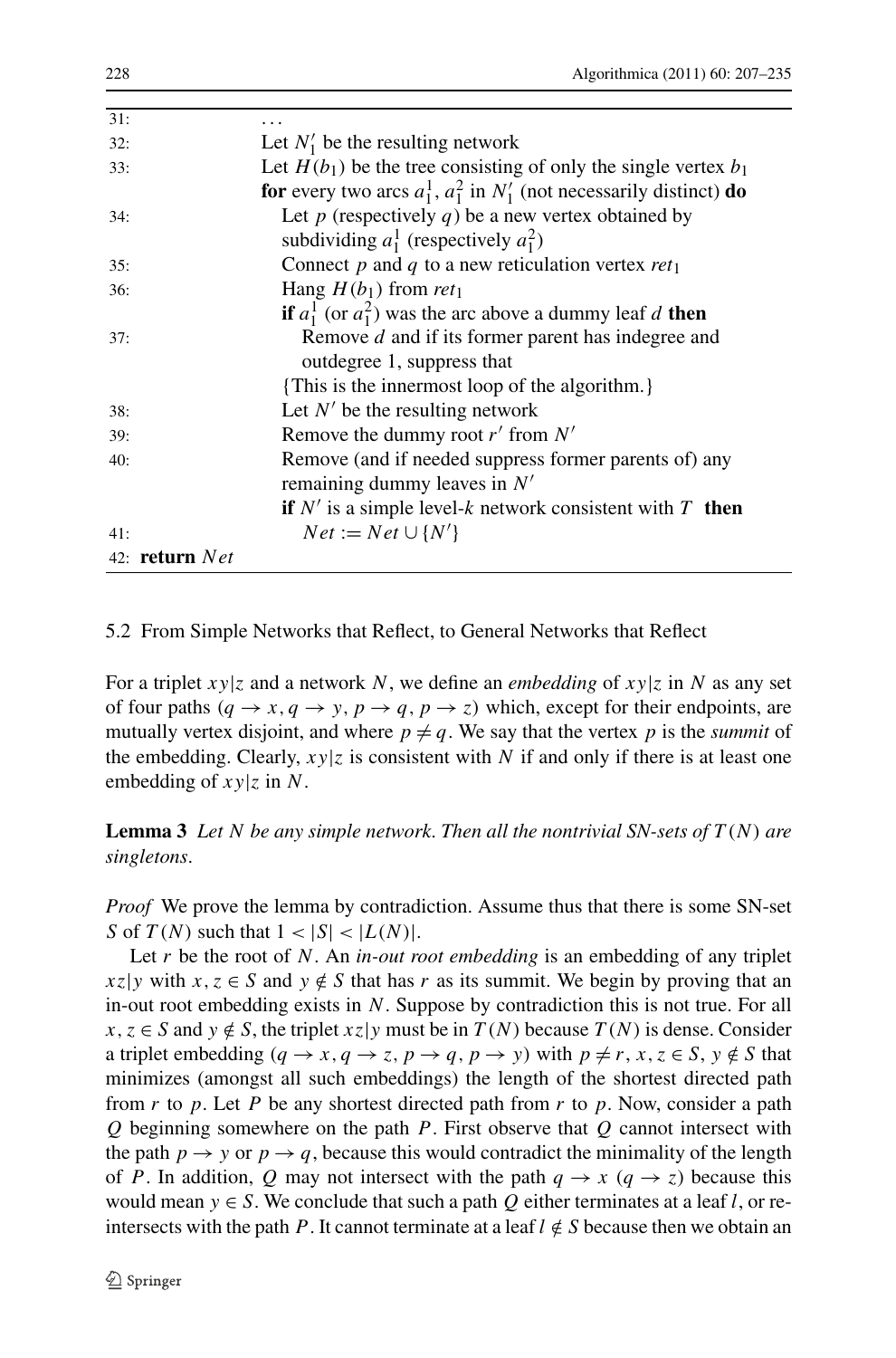```
31:         ...
32:         Let N'_1 be the resulting network
33:         Let H(b_1) be the tree consisting of only the single vertex b_1
            for every two arcs a_1^1, a_1^2 in N'_1 (not necessarily distinct) do
34:            Let p (respectively q) be a new vertex obtained by
               subdividing a_1^1 (respectively a_1^2)
35:            Connect p and q to a new reticulation vertex ret_1
36:            Hang H(b_1) from ret_1
               if a_1^1 (or a_1^2) was the arc above a dummy leaf d then
37:               Remove d and if its former parent has indegree and
                  outdegree 1, suppress that
               {This is the innermost loop of the algorithm.}
38:            Let N' be the resulting network
39:            Remove the dummy root r' from N'
40:            Remove (and if needed suppress former parents of) any
               remaining dummy leaves in N'
               if N' is a simple level-k network consistent with T then
41:               Net := Net ∪ {N'}
42: return Net
```

### 5.2 From Simple Networks that Reflect, to General Networks that Reflect

For a triplet $xy|z$ and a network $N$, we define an *embedding* of $xy|z$ in $N$ as any set of four paths $(q \to x, q \to y, p \to q, p \to z)$ which, except for their endpoints, are mutually vertex disjoint, and where $p \neq q$. We say that the vertex $p$ is the *summit* of the embedding. Clearly, $xy|z$ is consistent with $N$ if and only if there is at least one embedding of $xy|z$ in $N$.

**Lemma 3** *Let $N$ be any simple network. Then all the nontrivial SN-sets of $T(N)$ are singletons.*

*Proof* We prove the lemma by contradiction. Assume thus that there is some SN-set $S$ of $T(N)$ such that $1 < |S| < |L(N)|$.

Let $r$ be the root of $N$. An *in-out root embedding* is an embedding of any triplet $xz|y$ with $x, z \in S$ and $y \notin S$ that has $r$ as its summit. We begin by proving that an in-out root embedding exists in $N$. Suppose by contradiction this is not true. For all $x, z \in S$ and $y \notin S$, the triplet $xz|y$ must be in $T(N)$ because $T(N)$ is dense. Consider a triplet embedding $(q \to x, q \to z, p \to q, p \to y)$ with $p \neq r$, $x, z \in S$, $y \notin S$ that minimizes (amongst all such embeddings) the length of the shortest directed path from $r$ to $p$. Let $P$ be any shortest directed path from $r$ to $p$. Now, consider a path $Q$ beginning somewhere on the path $P$. First observe that $Q$ cannot intersect with the path $p \to y$ or $p \to q$, because this would contradict the minimality of the length of $P$. In addition, $Q$ may not intersect with the path $q \to x$ ($q \to z$) because this would mean $y \in S$. We conclude that such a path $Q$ either terminates at a leaf $l$, or re-intersects with the path $P$. It cannot terminate at a leaf $l \notin S$ because then we obtain an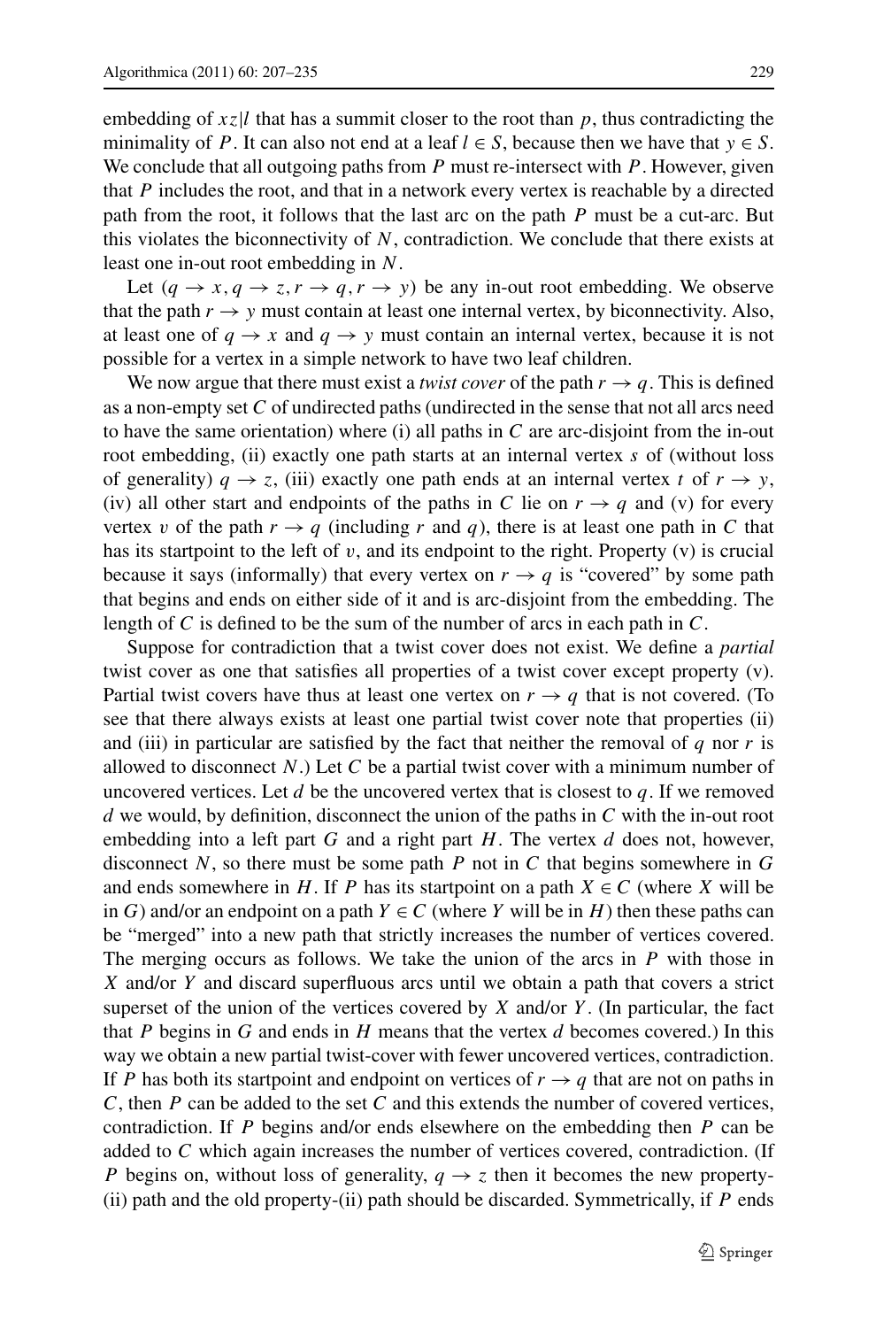embedding of $xz|l$ that has a summit closer to the root than $p$, thus contradicting the minimality of $P$. It can also not end at a leaf $l \in S$, because then we have that $y \in S$. We conclude that all outgoing paths from $P$ must re-intersect with $P$. However, given that $P$ includes the root, and that in a network every vertex is reachable by a directed path from the root, it follows that the last arc on the path $P$ must be a cut-arc. But this violates the biconnectivity of $N$, contradiction. We conclude that there exists at least one in-out root embedding in $N$.

Let $(q \rightarrow x, q \rightarrow z, r \rightarrow q, r \rightarrow y)$ be any in-out root embedding. We observe that the path $r \rightarrow y$ must contain at least one internal vertex, by biconnectivity. Also, at least one of $q \rightarrow x$ and $q \rightarrow y$ must contain an internal vertex, because it is not possible for a vertex in a simple network to have two leaf children.

We now argue that there must exist a *twist cover* of the path $r \rightarrow q$. This is defined as a non-empty set $C$ of undirected paths (undirected in the sense that not all arcs need to have the same orientation) where (i) all paths in $C$ are arc-disjoint from the in-out root embedding, (ii) exactly one path starts at an internal vertex $s$ of (without loss of generality) $q \rightarrow z$, (iii) exactly one path ends at an internal vertex $t$ of $r \rightarrow y$, (iv) all other start and endpoints of the paths in $C$ lie on $r \rightarrow q$ and (v) for every vertex $v$ of the path $r \rightarrow q$ (including $r$ and $q$), there is at least one path in $C$ that has its startpoint to the left of $v$, and its endpoint to the right. Property (v) is crucial because it says (informally) that every vertex on $r \rightarrow q$ is "covered" by some path that begins and ends on either side of it and is arc-disjoint from the embedding. The length of $C$ is defined to be the sum of the number of arcs in each path in $C$.

Suppose for contradiction that a twist cover does not exist. We define a *partial* twist cover as one that satisfies all properties of a twist cover except property (v). Partial twist covers have thus at least one vertex on $r \rightarrow q$ that is not covered. (To see that there always exists at least one partial twist cover note that properties (ii) and (iii) in particular are satisfied by the fact that neither the removal of $q$ nor $r$ is allowed to disconnect $N$.) Let $C$ be a partial twist cover with a minimum number of uncovered vertices. Let $d$ be the uncovered vertex that is closest to $q$. If we removed $d$ we would, by definition, disconnect the union of the paths in $C$ with the in-out root embedding into a left part $G$ and a right part $H$. The vertex $d$ does not, however, disconnect $N$, so there must be some path $P$ not in $C$ that begins somewhere in $G$ and ends somewhere in $H$. If $P$ has its startpoint on a path $X \in C$ (where $X$ will be in $G$) and/or an endpoint on a path $Y \in C$ (where $Y$ will be in $H$) then these paths can be "merged" into a new path that strictly increases the number of vertices covered. The merging occurs as follows. We take the union of the arcs in $P$ with those in $X$ and/or $Y$ and discard superfluous arcs until we obtain a path that covers a strict superset of the union of the vertices covered by $X$ and/or $Y$. (In particular, the fact that $P$ begins in $G$ and ends in $H$ means that the vertex $d$ becomes covered.) In this way we obtain a new partial twist-cover with fewer uncovered vertices, contradiction. If $P$ has both its startpoint and endpoint on vertices of $r \rightarrow q$ that are not on paths in $C$, then $P$ can be added to the set $C$ and this extends the number of covered vertices, contradiction. If $P$ begins and/or ends elsewhere on the embedding then $P$ can be added to $C$ which again increases the number of vertices covered, contradiction. (If $P$ begins on, without loss of generality, $q \rightarrow z$ then it becomes the new property-(ii) path and the old property-(ii) path should be discarded. Symmetrically, if $P$ ends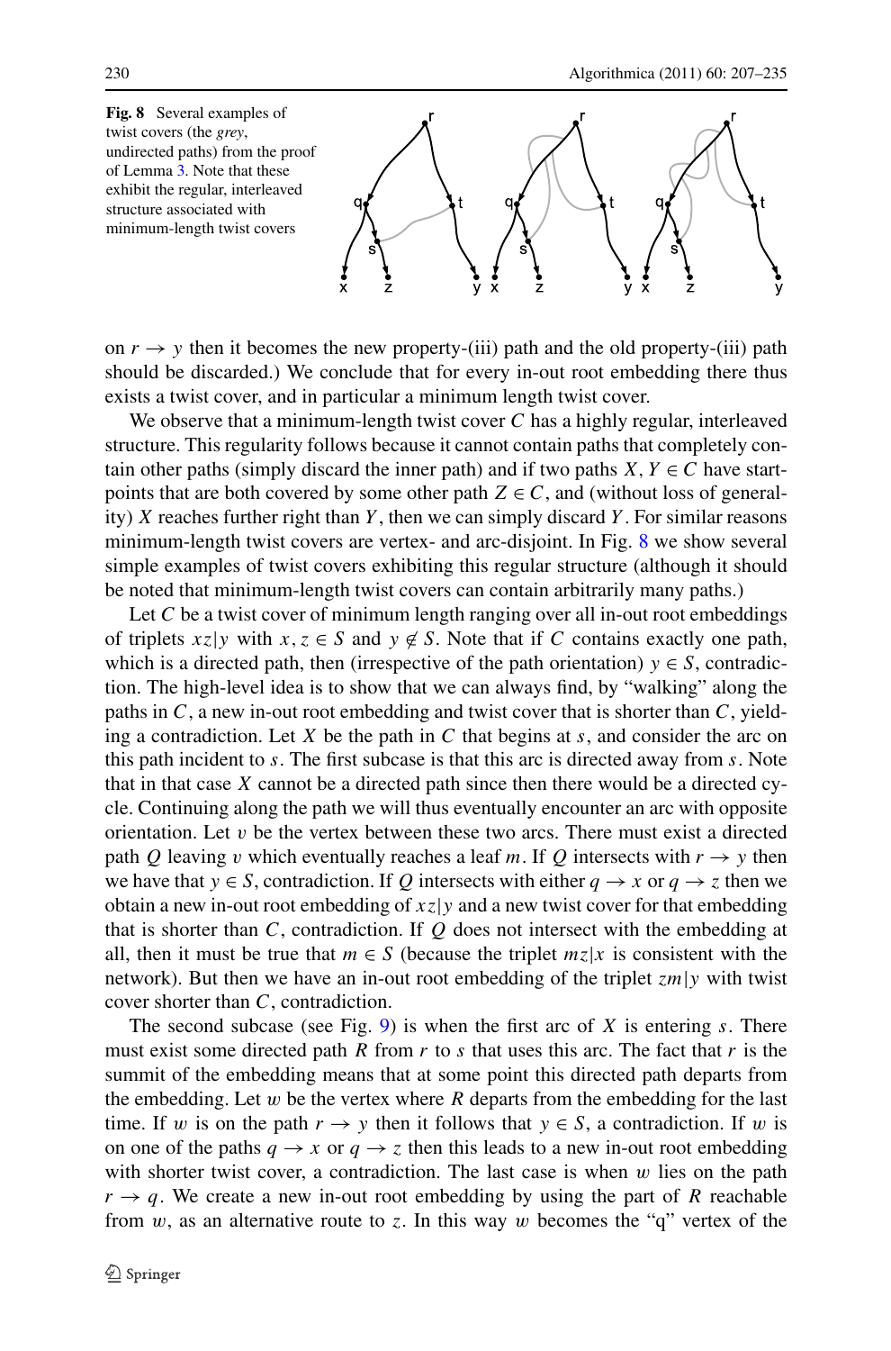**Fig. 8** Several examples of twist covers (the *grey*, undirected paths) from the proof of Lemma 3. Note that these exhibit the regular, interleaved structure associated with minimum-length twist covers

on $r \to y$ then it becomes the new property-(iii) path and the old property-(iii) path should be discarded.) We conclude that for every in-out root embedding there thus exists a twist cover, and in particular a minimum length twist cover.

We observe that a minimum-length twist cover $C$ has a highly regular, interleaved structure. This regularity follows because it cannot contain paths that completely contain other paths (simply discard the inner path) and if two paths $X, Y \in C$ have start-points that are both covered by some other path $Z \in C$, and (without loss of generality) $X$ reaches further right than $Y$, then we can simply discard $Y$. For similar reasons minimum-length twist covers are vertex- and arc-disjoint. In Fig. 8 we show several simple examples of twist covers exhibiting this regular structure (although it should be noted that minimum-length twist covers can contain arbitrarily many paths.)

Let $C$ be a twist cover of minimum length ranging over all in-out root embeddings of triplets $xz|y$ with $x, z \in S$ and $y \notin S$. Note that if $C$ contains exactly one path, which is a directed path, then (irrespective of the path orientation) $y \in S$, contradiction. The high-level idea is to show that we can always find, by "walking" along the paths in $C$, a new in-out root embedding and twist cover that is shorter than $C$, yielding a contradiction. Let $X$ be the path in $C$ that begins at $s$, and consider the arc on this path incident to $s$. The first subcase is that this arc is directed away from $s$. Note that in that case $X$ cannot be a directed path since then there would be a directed cycle. Continuing along the path we will thus eventually encounter an arc with opposite orientation. Let $v$ be the vertex between these two arcs. There must exist a directed path $Q$ leaving $v$ which eventually reaches a leaf $m$. If $Q$ intersects with $r \to y$ then we have that $y \in S$, contradiction. If $Q$ intersects with either $q \to x$ or $q \to z$ then we obtain a new in-out root embedding of $xz|y$ and a new twist cover for that embedding that is shorter than $C$, contradiction. If $Q$ does not intersect with the embedding at all, then it must be true that $m \in S$ (because the triplet $mz|x$ is consistent with the network). But then we have an in-out root embedding of the triplet $zm|y$ with twist cover shorter than $C$, contradiction.

The second subcase (see Fig. 9) is when the first arc of $X$ is entering $s$. There must exist some directed path $R$ from $r$ to $s$ that uses this arc. The fact that $r$ is the summit of the embedding means that at some point this directed path departs from the embedding. Let $w$ be the vertex where $R$ departs from the embedding for the last time. If $w$ is on the path $r \to y$ then it follows that $y \in S$, a contradiction. If $w$ is on one of the paths $q \to x$ or $q \to z$ then this leads to a new in-out root embedding with shorter twist cover, a contradiction. The last case is when $w$ lies on the path $r \to q$. We create a new in-out root embedding by using the part of $R$ reachable from $w$, as an alternative route to $z$. In this way $w$ becomes the "q" vertex of the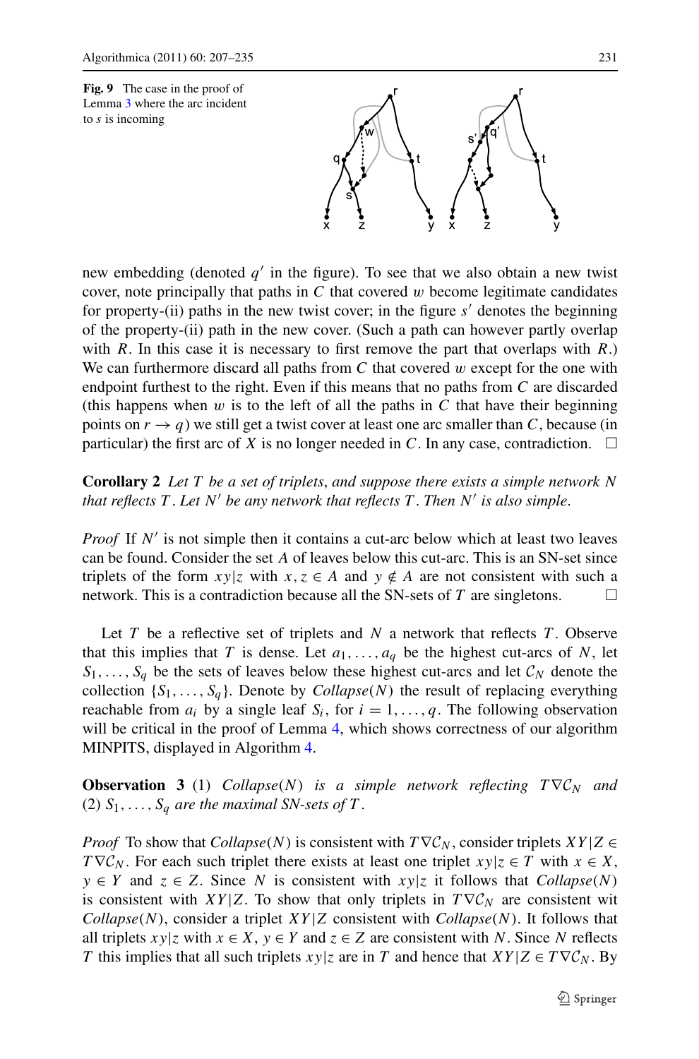**Fig. 9** The case in the proof of Lemma 3 where the arc incident to $s$ is incoming

new embedding (denoted $q'$ in the figure). To see that we also obtain a new twist cover, note principally that paths in $C$ that covered $w$ become legitimate candidates for property-(ii) paths in the new twist cover; in the figure $s'$ denotes the beginning of the property-(ii) path in the new cover. (Such a path can however partly overlap with $R$. In this case it is necessary to first remove the part that overlaps with $R$.) We can furthermore discard all paths from $C$ that covered $w$ except for the one with endpoint furthest to the right. Even if this means that no paths from $C$ are discarded (this happens when $w$ is to the left of all the paths in $C$ that have their beginning points on $r \rightarrow q$) we still get a twist cover at least one arc smaller than $C$, because (in particular) the first arc of $X$ is no longer needed in $C$. In any case, contradiction. □

**Corollary 2** *Let $T$ be a set of triplets, and suppose there exists a simple network $N$ that reflects $T$. Let $N'$ be any network that reflects $T$. Then $N'$ is also simple.*

*Proof* If $N'$ is not simple then it contains a cut-arc below which at least two leaves can be found. Consider the set $A$ of leaves below this cut-arc. This is an SN-set since triplets of the form $xy|z$ with $x, z \in A$ and $y \notin A$ are not consistent with such a network. This is a contradiction because all the SN-sets of $T$ are singletons. □

Let $T$ be a reflective set of triplets and $N$ a network that reflects $T$. Observe that this implies that $T$ is dense. Let $a_1, \ldots, a_q$ be the highest cut-arcs of $N$, let $S_1, \ldots, S_q$ be the sets of leaves below these highest cut-arcs and let $\mathcal{C}_N$ denote the collection $\{S_1, \ldots, S_q\}$. Denote by *Collapse*($N$) the result of replacing everything reachable from $a_i$ by a single leaf $S_i$, for $i = 1, \ldots, q$. The following observation will be critical in the proof of Lemma 4, which shows correctness of our algorithm MINPITS, displayed in Algorithm 4.

**Observation 3** (1) *Collapse*($N$) *is a simple network reflecting $T \nabla \mathcal{C}_N$ and* (2) *$S_1, \ldots, S_q$ are the maximal SN-sets of $T$.*

*Proof* To show that *Collapse*($N$) is consistent with $T \nabla \mathcal{C}_N$, consider triplets $XY|Z \in T \nabla \mathcal{C}_N$. For each such triplet there exists at least one triplet $xy|z \in T$ with $x \in X$, $y \in Y$ and $z \in Z$. Since $N$ is consistent with $xy|z$ it follows that *Collapse*($N$) is consistent with $XY|Z$. To show that only triplets in $T \nabla \mathcal{C}_N$ are consistent wit *Collapse*($N$), consider a triplet $XY|Z$ consistent with *Collapse*($N$). It follows that all triplets $xy|z$ with $x \in X$, $y \in Y$ and $z \in Z$ are consistent with $N$. Since $N$ reflects $T$ this implies that all such triplets $xy|z$ are in $T$ and hence that $XY|Z \in T \nabla \mathcal{C}_N$. By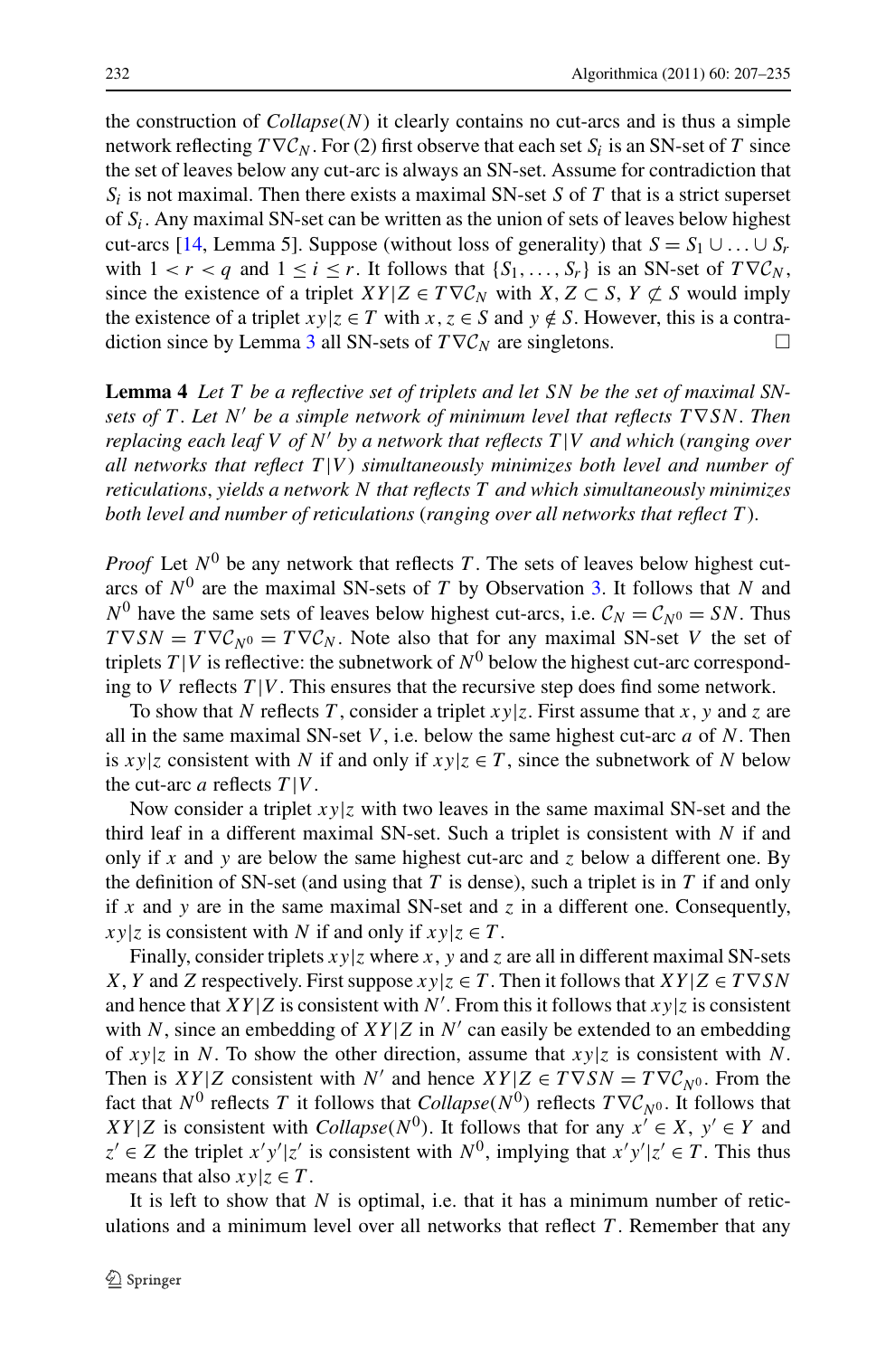the construction of *Collapse*($N$) it clearly contains no cut-arcs and is thus a simple network reflecting $T\nabla\mathcal{C}_N$. For (2) first observe that each set $S_i$ is an SN-set of $T$ since the set of leaves below any cut-arc is always an SN-set. Assume for contradiction that $S_i$ is not maximal. Then there exists a maximal SN-set $S$ of $T$ that is a strict superset of $S_i$. Any maximal SN-set can be written as the union of sets of leaves below highest cut-arcs [14, Lemma 5]. Suppose (without loss of generality) that $S = S_1 \cup \ldots \cup S_r$ with $1 < r < q$ and $1 \leq i \leq r$. It follows that $\{S_1, \ldots, S_r\}$ is an SN-set of $T\nabla\mathcal{C}_N$, since the existence of a triplet $XY|Z \in T\nabla\mathcal{C}_N$ with $X, Z \subset S$, $Y \not\subset S$ would imply the existence of a triplet $xy|z \in T$ with $x, z \in S$ and $y \notin S$. However, this is a contradiction since by Lemma 3 all SN-sets of $T\nabla\mathcal{C}_N$ are singletons. □

**Lemma 4** *Let $T$ be a reflective set of triplets and let $SN$ be the set of maximal SN-sets of $T$. Let $N'$ be a simple network of minimum level that reflects $T\nabla SN$. Then replacing each leaf $V$ of $N'$ by a network that reflects $T|V$ and which (ranging over all networks that reflect $T|V$) simultaneously minimizes both level and number of reticulations, yields a network $N$ that reflects $T$ and which simultaneously minimizes both level and number of reticulations (ranging over all networks that reflect $T$).*

*Proof* Let $N^0$ be any network that reflects $T$. The sets of leaves below highest cut-arcs of $N^0$ are the maximal SN-sets of $T$ by Observation 3. It follows that $N$ and $N^0$ have the same sets of leaves below highest cut-arcs, i.e. $\mathcal{C}_N = \mathcal{C}_{N^0} = SN$. Thus $T\nabla SN = T\nabla\mathcal{C}_{N^0} = T\nabla\mathcal{C}_N$. Note also that for any maximal SN-set $V$ the set of triplets $T|V$ is reflective: the subnetwork of $N^0$ below the highest cut-arc corresponding to $V$ reflects $T|V$. This ensures that the recursive step does find some network.

To show that $N$ reflects $T$, consider a triplet $xy|z$. First assume that $x$, $y$ and $z$ are all in the same maximal SN-set $V$, i.e. below the same highest cut-arc $a$ of $N$. Then is $xy|z$ consistent with $N$ if and only if $xy|z \in T$, since the subnetwork of $N$ below the cut-arc $a$ reflects $T|V$.

Now consider a triplet $xy|z$ with two leaves in the same maximal SN-set and the third leaf in a different maximal SN-set. Such a triplet is consistent with $N$ if and only if $x$ and $y$ are below the same highest cut-arc and $z$ below a different one. By the definition of SN-set (and using that $T$ is dense), such a triplet is in $T$ if and only if $x$ and $y$ are in the same maximal SN-set and $z$ in a different one. Consequently, $xy|z$ is consistent with $N$ if and only if $xy|z \in T$.

Finally, consider triplets $xy|z$ where $x$, $y$ and $z$ are all in different maximal SN-sets $X$, $Y$ and $Z$ respectively. First suppose $xy|z \in T$. Then it follows that $XY|Z \in T\nabla SN$ and hence that $XY|Z$ is consistent with $N'$. From this it follows that $xy|z$ is consistent with $N$, since an embedding of $XY|Z$ in $N'$ can easily be extended to an embedding of $xy|z$ in $N$. To show the other direction, assume that $xy|z$ is consistent with $N$. Then is $XY|Z$ consistent with $N'$ and hence $XY|Z \in T\nabla SN = T\nabla\mathcal{C}_{N^0}$. From the fact that $N^0$ reflects $T$ it follows that *Collapse*($N^0$) reflects $T\nabla\mathcal{C}_{N^0}$. It follows that $XY|Z$ is consistent with *Collapse*($N^0$). It follows that for any $x' \in X$, $y' \in Y$ and $z' \in Z$ the triplet $x'y'|z'$ is consistent with $N^0$, implying that $x'y'|z' \in T$. This thus means that also $xy|z \in T$.

It is left to show that $N$ is optimal, i.e. that it has a minimum number of reticulations and a minimum level over all networks that reflect $T$. Remember that any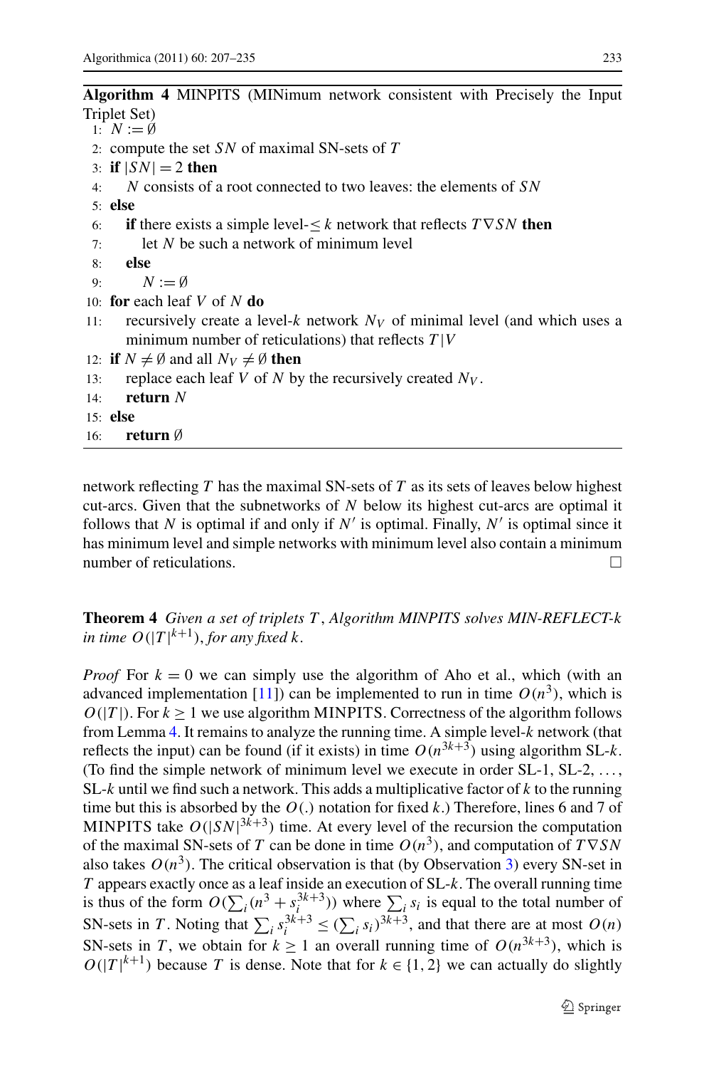**Algorithm 4** MINPITS (MINimum network consistent with Precisely the Input Triplet Set)

```
1:  N := ∅
2:  compute the set SN of maximal SN-sets of T
3:  if |SN| = 2 then
4:     N consists of a root connected to two leaves: the elements of SN
5:  else
6:     if there exists a simple level-≤ k network that reflects T∇SN then
7:        let N be such a network of minimum level
8:     else
9:        N := ∅
10: for each leaf V of N do
11:    recursively create a level-k network N_V of minimal level (and which uses a
       minimum number of reticulations) that reflects T|V
12: if N ≠ ∅ and all N_V ≠ ∅ then
13:    replace each leaf V of N by the recursively created N_V.
14:    return N
15: else
16:    return ∅
```

network reflecting $T$ has the maximal SN-sets of $T$ as its sets of leaves below highest cut-arcs. Given that the subnetworks of $N$ below its highest cut-arcs are optimal it follows that $N$ is optimal if and only if $N'$ is optimal. Finally, $N'$ is optimal since it has minimum level and simple networks with minimum level also contain a minimum number of reticulations. □

**Theorem 4** *Given a set of triplets $T$, Algorithm MINPITS solves MIN-REFLECT-k in time $O(|T|^{k+1})$, for any fixed $k$.*

*Proof* For $k = 0$ we can simply use the algorithm of Aho et al., which (with an advanced implementation [11]) can be implemented to run in time $O(n^3)$, which is $O(|T|)$. For $k \geq 1$ we use algorithm MINPITS. Correctness of the algorithm follows from Lemma 4. It remains to analyze the running time. A simple level-$k$ network (that reflects the input) can be found (if it exists) in time $O(n^{3k+3})$ using algorithm SL-$k$. (To find the simple network of minimum level we execute in order SL-1, SL-2, ..., SL-$k$ until we find such a network. This adds a multiplicative factor of $k$ to the running time but this is absorbed by the $O(.)$ notation for fixed $k$.) Therefore, lines 6 and 7 of MINPITS take $O(|SN|^{3k+3})$ time. At every level of the recursion the computation of the maximal SN-sets of $T$ can be done in time $O(n^3)$, and computation of $T\nabla SN$ also takes $O(n^3)$. The critical observation is that (by Observation 3) every SN-set in $T$ appears exactly once as a leaf inside an execution of SL-$k$. The overall running time is thus of the form $O(\sum_i (n^3 + s_i^{3k+3}))$ where $\sum_i s_i$ is equal to the total number of SN-sets in $T$. Noting that $\sum_i s_i^{3k+3} \leq (\sum_i s_i)^{3k+3}$, and that there are at most $O(n)$ SN-sets in $T$, we obtain for $k \geq 1$ an overall running time of $O(n^{3k+3})$, which is $O(|T|^{k+1})$ because $T$ is dense. Note that for $k \in \{1, 2\}$ we can actually do slightly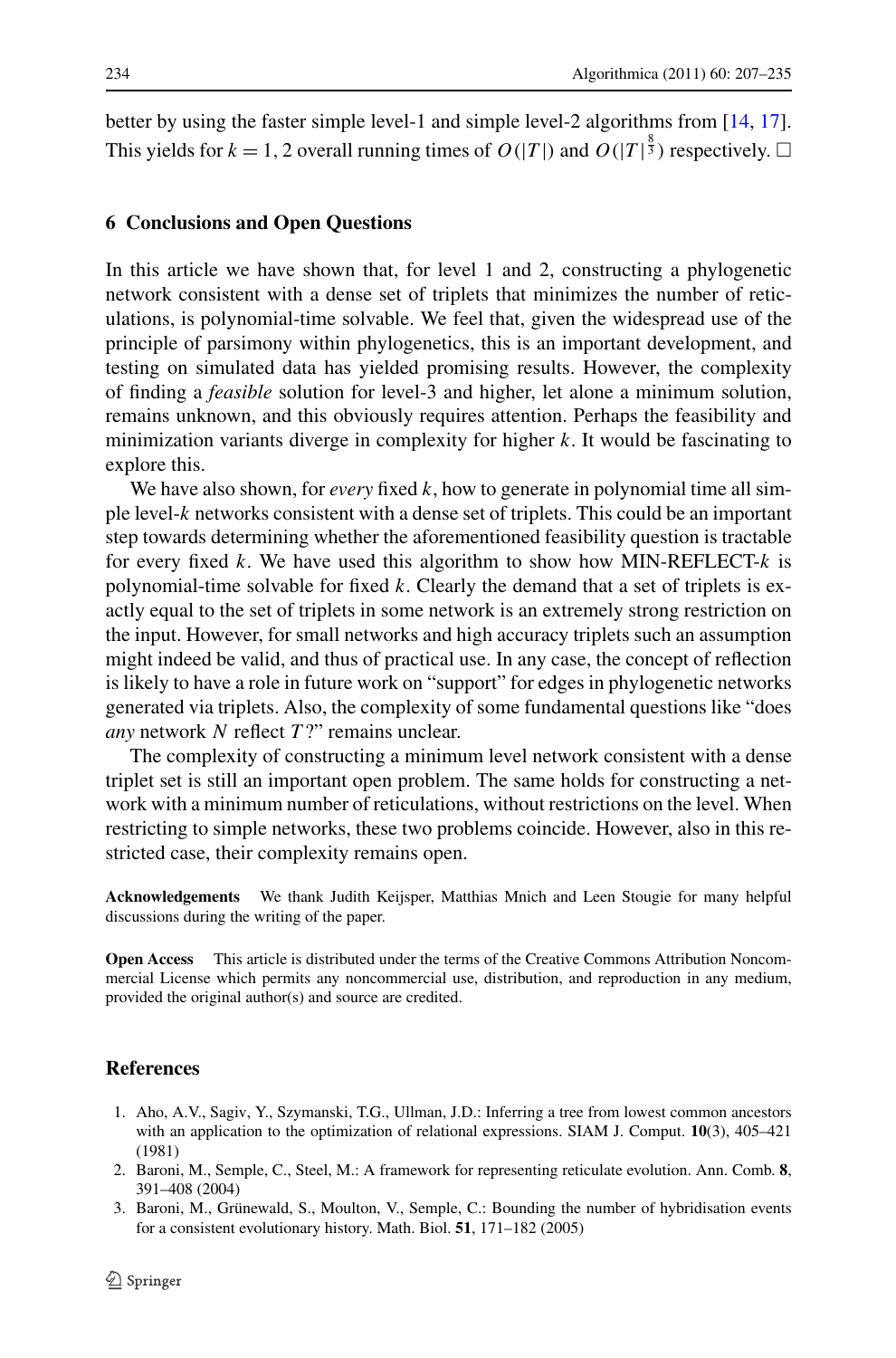better by using the faster simple level-1 and simple level-2 algorithms from [14, 17]. This yields for $k = 1, 2$ overall running times of $O(|T|)$ and $O(|T|^{\frac{8}{3}})$ respectively. □

## 6 Conclusions and Open Questions

In this article we have shown that, for level 1 and 2, constructing a phylogenetic network consistent with a dense set of triplets that minimizes the number of reticulations, is polynomial-time solvable. We feel that, given the widespread use of the principle of parsimony within phylogenetics, this is an important development, and testing on simulated data has yielded promising results. However, the complexity of finding a *feasible* solution for level-3 and higher, let alone a minimum solution, remains unknown, and this obviously requires attention. Perhaps the feasibility and minimization variants diverge in complexity for higher $k$. It would be fascinating to explore this.

We have also shown, for *every* fixed $k$, how to generate in polynomial time all simple level-$k$ networks consistent with a dense set of triplets. This could be an important step towards determining whether the aforementioned feasibility question is tractable for every fixed $k$. We have used this algorithm to show how MIN-REFLECT-$k$ is polynomial-time solvable for fixed $k$. Clearly the demand that a set of triplets is exactly equal to the set of triplets in some network is an extremely strong restriction on the input. However, for small networks and high accuracy triplets such an assumption might indeed be valid, and thus of practical use. In any case, the concept of reflection is likely to have a role in future work on "support" for edges in phylogenetic networks generated via triplets. Also, the complexity of some fundamental questions like "does *any* network $N$ reflect $T$?" remains unclear.

The complexity of constructing a minimum level network consistent with a dense triplet set is still an important open problem. The same holds for constructing a network with a minimum number of reticulations, without restrictions on the level. When restricting to simple networks, these two problems coincide. However, also in this restricted case, their complexity remains open.

**Acknowledgements** We thank Judith Keijsper, Matthias Mnich and Leen Stougie for many helpful discussions during the writing of the paper.

**Open Access** This article is distributed under the terms of the Creative Commons Attribution Noncommercial License which permits any noncommercial use, distribution, and reproduction in any medium, provided the original author(s) and source are credited.

## References

1. Aho, A.V., Sagiv, Y., Szymanski, T.G., Ullman, J.D.: Inferring a tree from lowest common ancestors with an application to the optimization of relational expressions. SIAM J. Comput. **10**(3), 405–421 (1981)
2. Baroni, M., Semple, C., Steel, M.: A framework for representing reticulate evolution. Ann. Comb. **8**, 391–408 (2004)
3. Baroni, M., Grünewald, S., Moulton, V., Semple, C.: Bounding the number of hybridisation events for a consistent evolutionary history. Math. Biol. **51**, 171–182 (2005)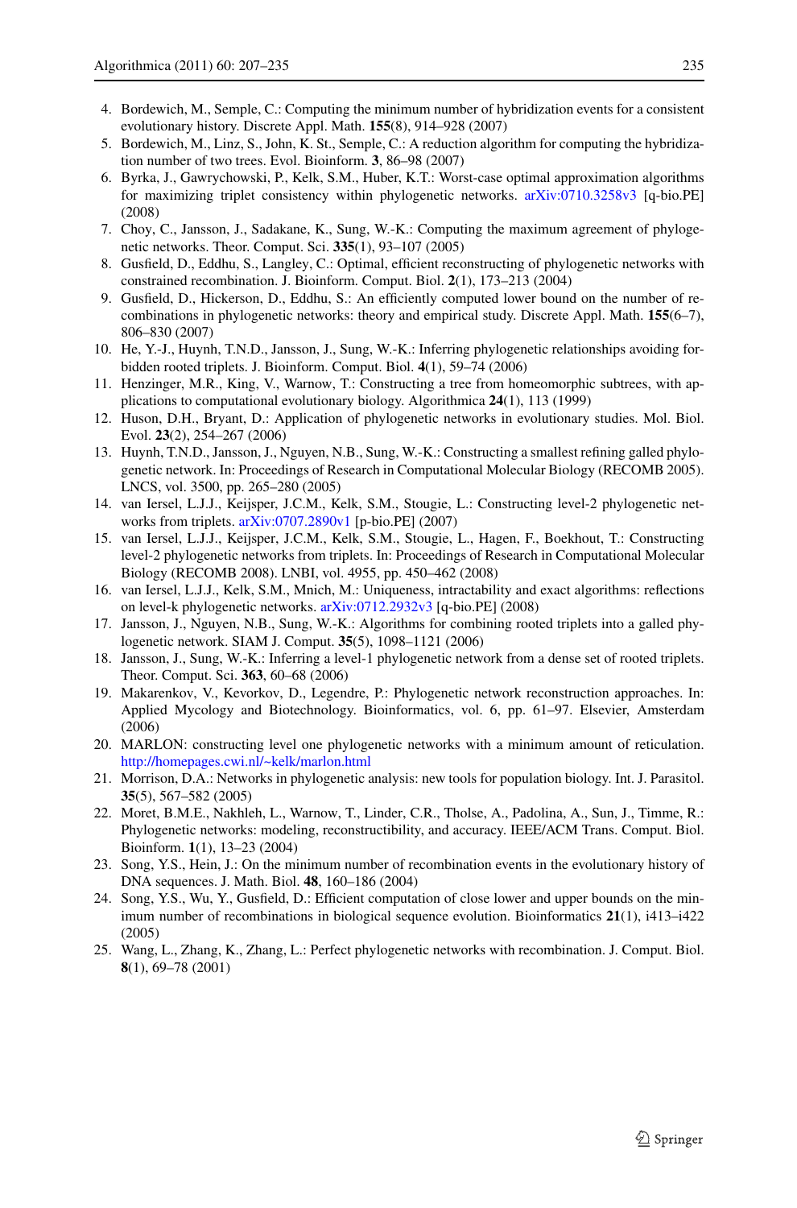4. Bordewich, M., Semple, C.: Computing the minimum number of hybridization events for a consistent evolutionary history. Discrete Appl. Math. **155**(8), 914–928 (2007)
5. Bordewich, M., Linz, S., John, K. St., Semple, C.: A reduction algorithm for computing the hybridization number of two trees. Evol. Bioinform. **3**, 86–98 (2007)
6. Byrka, J., Gawrychowski, P., Kelk, S.M., Huber, K.T.: Worst-case optimal approximation algorithms for maximizing triplet consistency within phylogenetic networks. arXiv:0710.3258v3 [q-bio.PE] (2008)
7. Choy, C., Jansson, J., Sadakane, K., Sung, W.-K.: Computing the maximum agreement of phylogenetic networks. Theor. Comput. Sci. **335**(1), 93–107 (2005)
8. Gusfield, D., Eddhu, S., Langley, C.: Optimal, efficient reconstructing of phylogenetic networks with constrained recombination. J. Bioinform. Comput. Biol. **2**(1), 173–213 (2004)
9. Gusfield, D., Hickerson, D., Eddhu, S.: An efficiently computed lower bound on the number of recombinations in phylogenetic networks: theory and empirical study. Discrete Appl. Math. **155**(6–7), 806–830 (2007)
10. He, Y.-J., Huynh, T.N.D., Jansson, J., Sung, W.-K.: Inferring phylogenetic relationships avoiding forbidden rooted triplets. J. Bioinform. Comput. Biol. **4**(1), 59–74 (2006)
11. Henzinger, M.R., King, V., Warnow, T.: Constructing a tree from homeomorphic subtrees, with applications to computational evolutionary biology. Algorithmica **24**(1), 113 (1999)
12. Huson, D.H., Bryant, D.: Application of phylogenetic networks in evolutionary studies. Mol. Biol. Evol. **23**(2), 254–267 (2006)
13. Huynh, T.N.D., Jansson, J., Nguyen, N.B., Sung, W.-K.: Constructing a smallest refining galled phylogenetic network. In: Proceedings of Research in Computational Molecular Biology (RECOMB 2005). LNCS, vol. 3500, pp. 265–280 (2005)
14. van Iersel, L.J.J., Keijsper, J.C.M., Kelk, S.M., Stougie, L.: Constructing level-2 phylogenetic networks from triplets. arXiv:0707.2890v1 [p-bio.PE] (2007)
15. van Iersel, L.J.J., Keijsper, J.C.M., Kelk, S.M., Stougie, L., Hagen, F., Boekhout, T.: Constructing level-2 phylogenetic networks from triplets. In: Proceedings of Research in Computational Molecular Biology (RECOMB 2008). LNBI, vol. 4955, pp. 450–462 (2008)
16. van Iersel, L.J.J., Kelk, S.M., Mnich, M.: Uniqueness, intractability and exact algorithms: reflections on level-k phylogenetic networks. arXiv:0712.2932v3 [q-bio.PE] (2008)
17. Jansson, J., Nguyen, N.B., Sung, W.-K.: Algorithms for combining rooted triplets into a galled phylogenetic network. SIAM J. Comput. **35**(5), 1098–1121 (2006)
18. Jansson, J., Sung, W.-K.: Inferring a level-1 phylogenetic network from a dense set of rooted triplets. Theor. Comput. Sci. **363**, 60–68 (2006)
19. Makarenkov, V., Kevorkov, D., Legendre, P.: Phylogenetic network reconstruction approaches. In: Applied Mycology and Biotechnology. Bioinformatics, vol. 6, pp. 61–97. Elsevier, Amsterdam (2006)
20. MARLON: constructing level one phylogenetic networks with a minimum amount of reticulation. http://homepages.cwi.nl/~kelk/marlon.html
21. Morrison, D.A.: Networks in phylogenetic analysis: new tools for population biology. Int. J. Parasitol. **35**(5), 567–582 (2005)
22. Moret, B.M.E., Nakhleh, L., Warnow, T., Linder, C.R., Tholse, A., Padolina, A., Sun, J., Timme, R.: Phylogenetic networks: modeling, reconstructibility, and accuracy. IEEE/ACM Trans. Comput. Biol. Bioinform. **1**(1), 13–23 (2004)
23. Song, Y.S., Hein, J.: On the minimum number of recombination events in the evolutionary history of DNA sequences. J. Math. Biol. **48**, 160–186 (2004)
24. Song, Y.S., Wu, Y., Gusfield, D.: Efficient computation of close lower and upper bounds on the minimum number of recombinations in biological sequence evolution. Bioinformatics **21**(1), i413–i422 (2005)
25. Wang, L., Zhang, K., Zhang, L.: Perfect phylogenetic networks with recombination. J. Comput. Biol. **8**(1), 69–78 (2001)